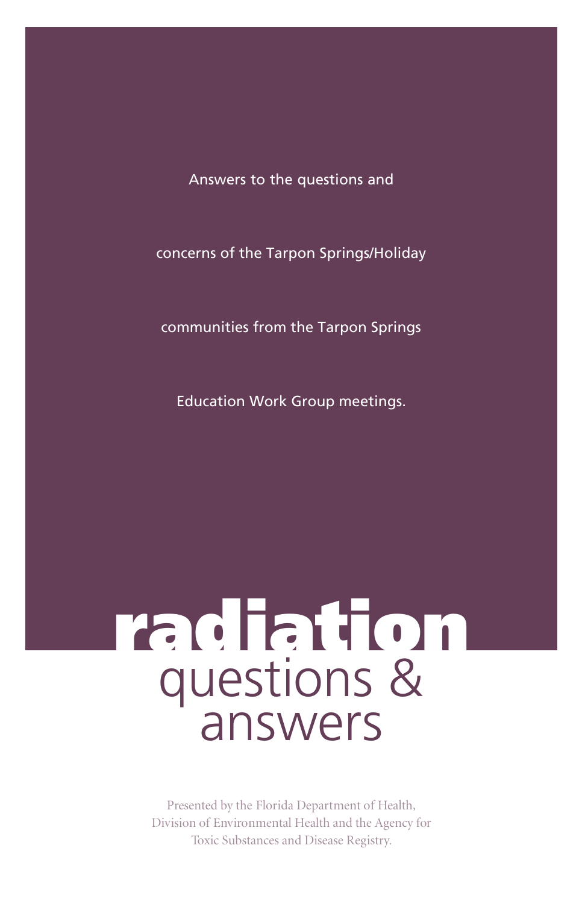Answers to the questions and concerns of the Tarpon Springs/Holiday communities from the Tarpon Springs Education Work Group meetings.

# radiation questions & answers

Presented by the Florida Department of Health, Division of Environmental Health and the Agency for Toxic Substances and Disease Registry.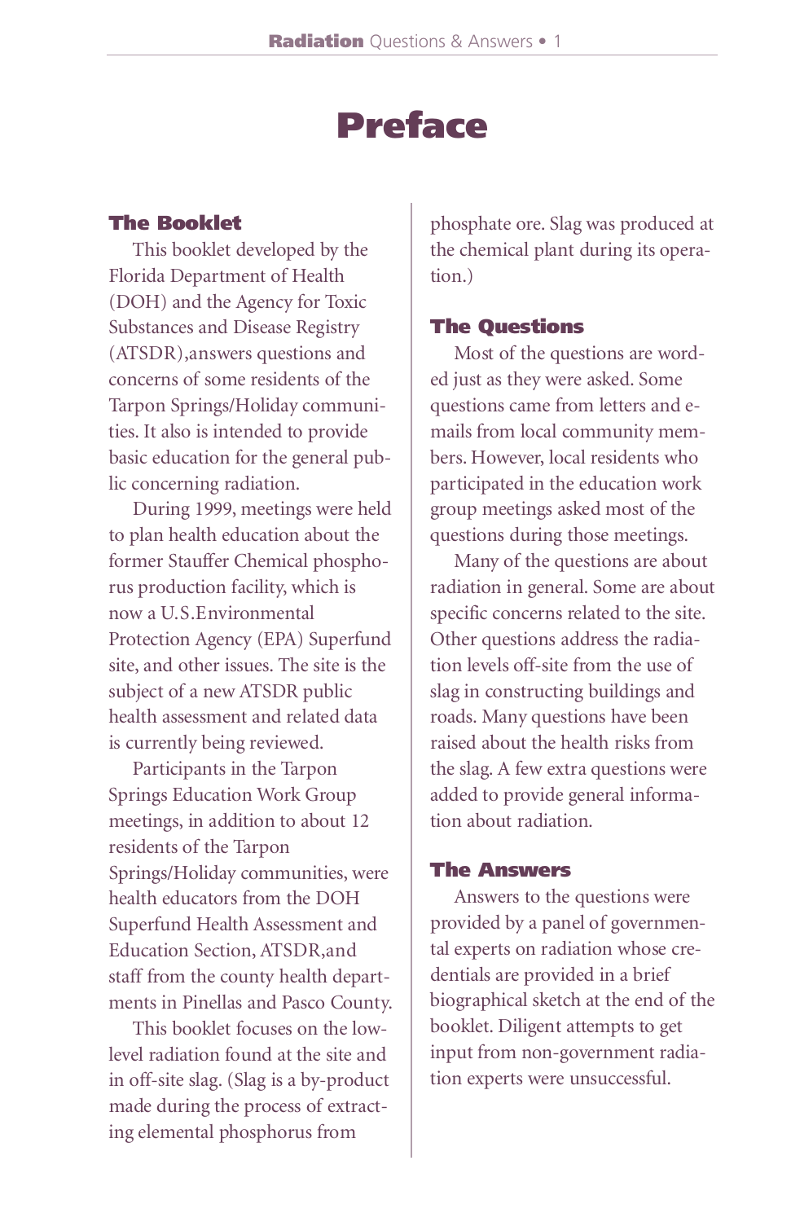# Preface

## The Booklet

This booklet developed by the Florida Department of Health (DOH) and the Agency for Toxic Substances and Disease Registry (ATSDR),answers questions and concerns of some residents of the Tarpon Springs/Holiday communities. It also is intended to provide basic education for the general public concerning radiation.

During 1999, meetings were held to plan health education about the former Stauffer Chemical phosphorus production facility, which is now a U.S.Environmental Protection Agency (EPA) Superfund site, and other issues. The site is the subject of a new ATSDR public health assessment and related data is currently being reviewed.

Participants in the Tarpon Springs Education Work Group meetings, in addition to about 12 residents of the Tarpon Springs/Holiday communities, were health educators from the DOH Superfund Health Assessment and Education Section, ATSDR,and staff from the county health departments in Pinellas and Pasco County.

This booklet focuses on the low-level radiation found at the site and in off-site slag. (Slag is a by-product made during the process of extracting elemental phosphorus from phosphate ore. Slag was produced at the chemical plant during its operation.)

## The Questions

Most of the questions are worded just as they were asked. Some questions came from letters and e-mails from local community members. However, local residents who participated in the education work group meetings asked most of the questions during those meetings.

Many of the questions are about radiation in general. Some are about specific concerns related to the site. Other questions address the radiation levels off-site from the use of slag in constructing buildings and roads. Many questions have been raised about the health risks from the slag. A few extra questions were added to provide general information about radiation.

## The Answers

Answers to the questions were provided by a panel of governmental experts on radiation whose credentials are provided in a brief biographical sketch at the end of the booklet. Diligent attempts to get input from non-government radiation experts were unsuccessful.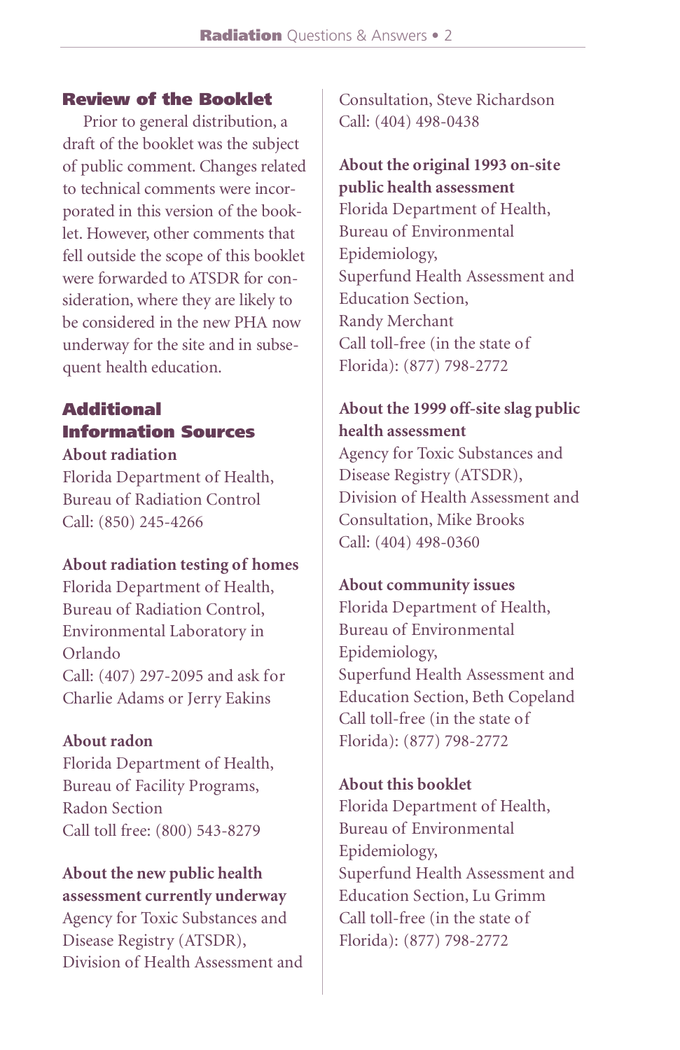## Review of the Booklet

Prior to general distribution, a draft of the booklet was the subject of public comment. Changes related to technical comments were incorporated in this version of the booklet. However, other comments that fell outside the scope of this booklet were forwarded to ATSDR for consideration, where they are likely to be considered in the new PHA now underway for the site and in subsequent health education.

## Additional Information Sources

**About radiation**
Florida Department of Health,
Bureau of Radiation Control
Call: (850) 245-4266

**About radiation testing of homes**
Florida Department of Health,
Bureau of Radiation Control,
Environmental Laboratory in Orlando
Call: (407) 297-2095 and ask for Charlie Adams or Jerry Eakins

**About radon**
Florida Department of Health,
Bureau of Facility Programs,
Radon Section
Call toll free: (800) 543-8279

**About the new public health assessment currently underway**
Agency for Toxic Substances and Disease Registry (ATSDR),
Division of Health Assessment and Consultation, Steve Richardson
Call: (404) 498-0438

**About the original 1993 on-site public health assessment**
Florida Department of Health,
Bureau of Environmental Epidemiology,
Superfund Health Assessment and Education Section,
Randy Merchant
Call toll-free (in the state of Florida): (877) 798-2772

**About the 1999 off-site slag public health assessment**
Agency for Toxic Substances and Disease Registry (ATSDR),
Division of Health Assessment and Consultation, Mike Brooks
Call: (404) 498-0360

**About community issues**
Florida Department of Health,
Bureau of Environmental Epidemiology,
Superfund Health Assessment and Education Section, Beth Copeland
Call toll-free (in the state of Florida): (877) 798-2772

**About this booklet**
Florida Department of Health,
Bureau of Environmental Epidemiology,
Superfund Health Assessment and Education Section, Lu Grimm
Call toll-free (in the state of Florida): (877) 798-2772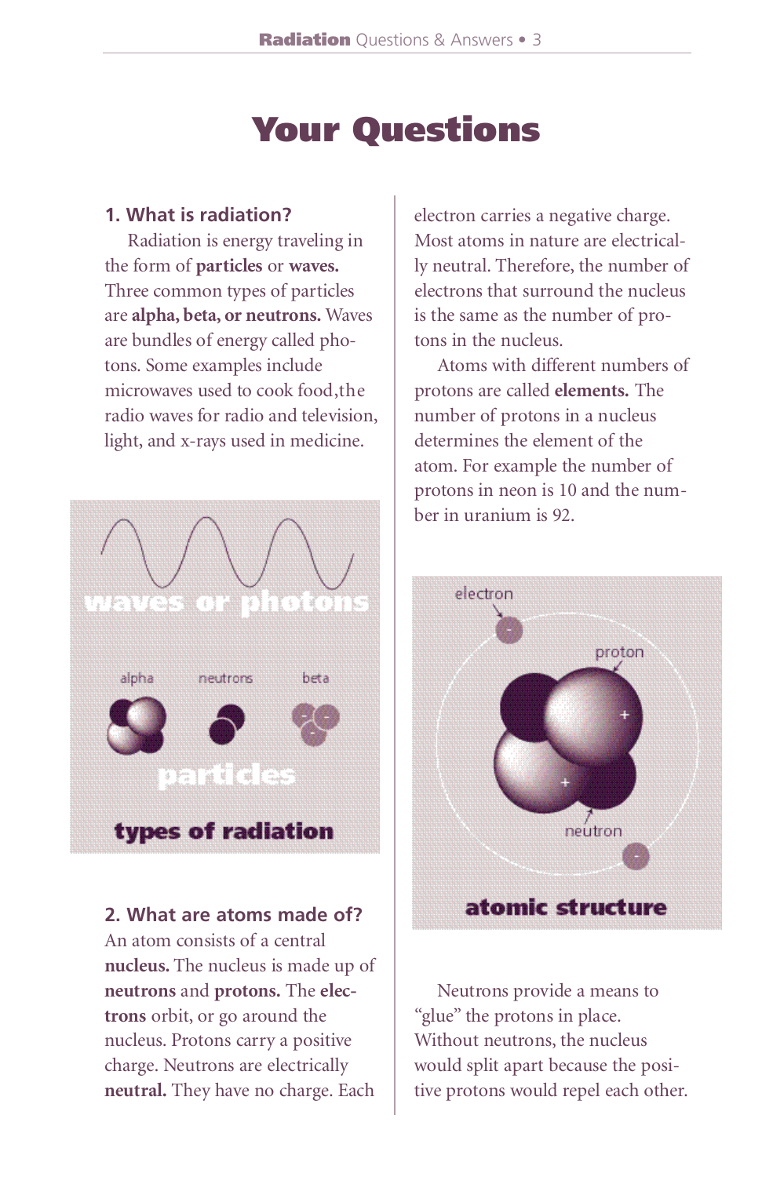# Your Questions

### 1. What is radiation?

Radiation is energy traveling in the form of **particles** or **waves.** Three common types of particles are **alpha, beta, or neutrons.** Waves are bundles of energy called photons. Some examples include microwaves used to cook food,the radio waves for radio and television, light, and x-rays used in medicine.

### 2. What are atoms made of?

An atom consists of a central **nucleus.** The nucleus is made up of **neutrons** and **protons.** The **electrons** orbit, or go around the nucleus. Protons carry a positive charge. Neutrons are electrically **neutral.** They have no charge. Each electron carries a negative charge. Most atoms in nature are electrically neutral. Therefore, the number of electrons that surround the nucleus is the same as the number of protons in the nucleus.

Atoms with different numbers of protons are called **elements.** The number of protons in a nucleus determines the element of the atom. For example the number of protons in neon is 10 and the number in uranium is 92.

Neutrons provide a means to "glue" the protons in place. Without neutrons, the nucleus would split apart because the positive protons would repel each other.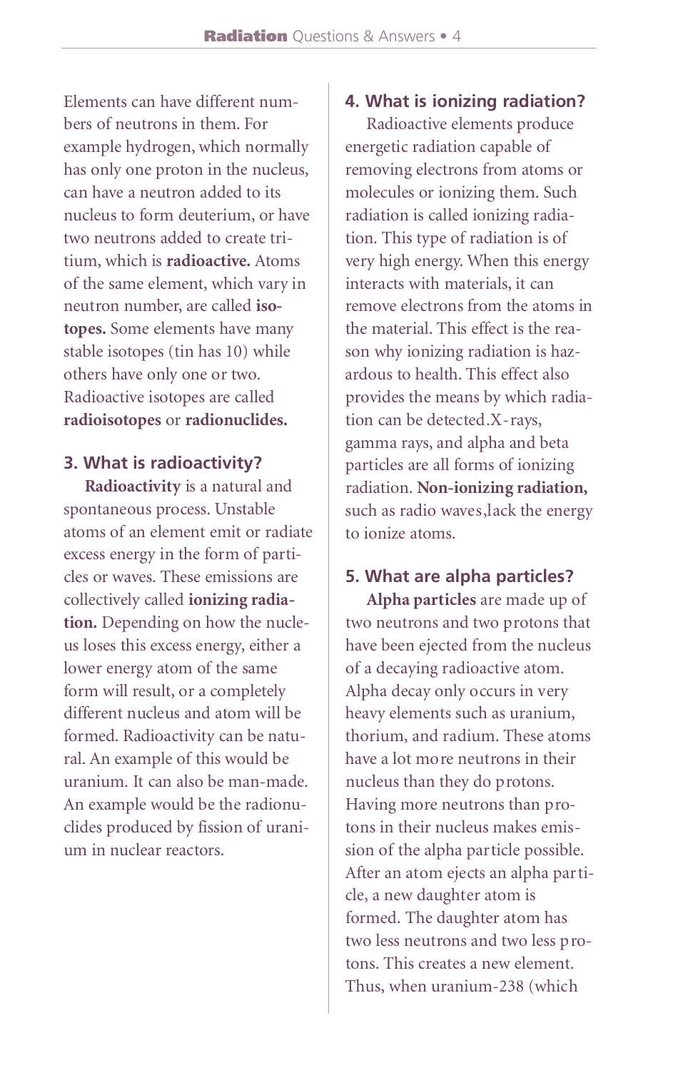Elements can have different numbers of neutrons in them. For example hydrogen, which normally has only one proton in the nucleus, can have a neutron added to its nucleus to form deuterium, or have two neutrons added to create tritium, which is **radioactive.** Atoms of the same element, which vary in neutron number, are called **isotopes.** Some elements have many stable isotopes (tin has 10) while others have only one or two. Radioactive isotopes are called **radioisotopes** or **radionuclides.**

## 3. What is radioactivity?

**Radioactivity** is a natural and spontaneous process. Unstable atoms of an element emit or radiate excess energy in the form of particles or waves. These emissions are collectively called **ionizing radiation.** Depending on how the nucleus loses this excess energy, either a lower energy atom of the same form will result, or a completely different nucleus and atom will be formed. Radioactivity can be natural. An example of this would be uranium. It can also be man-made. An example would be the radionuclides produced by fission of uranium in nuclear reactors.

## 4. What is ionizing radiation?

Radioactive elements produce energetic radiation capable of removing electrons from atoms or molecules or ionizing them. Such radiation is called ionizing radiation. This type of radiation is of very high energy. When this energy interacts with materials, it can remove electrons from the atoms in the material. This effect is the reason why ionizing radiation is hazardous to health. This effect also provides the means by which radiation can be detected.X-rays, gamma rays, and alpha and beta particles are all forms of ionizing radiation. **Non-ionizing radiation,** such as radio waves,lack the energy to ionize atoms.

## 5. What are alpha particles?

**Alpha particles** are made up of two neutrons and two protons that have been ejected from the nucleus of a decaying radioactive atom. Alpha decay only occurs in very heavy elements such as uranium, thorium, and radium. These atoms have a lot more neutrons in their nucleus than they do protons. Having more neutrons than protons in their nucleus makes emission of the alpha particle possible. After an atom ejects an alpha particle, a new daughter atom is formed. The daughter atom has two less neutrons and two less protons. This creates a new element. Thus, when uranium-238 (which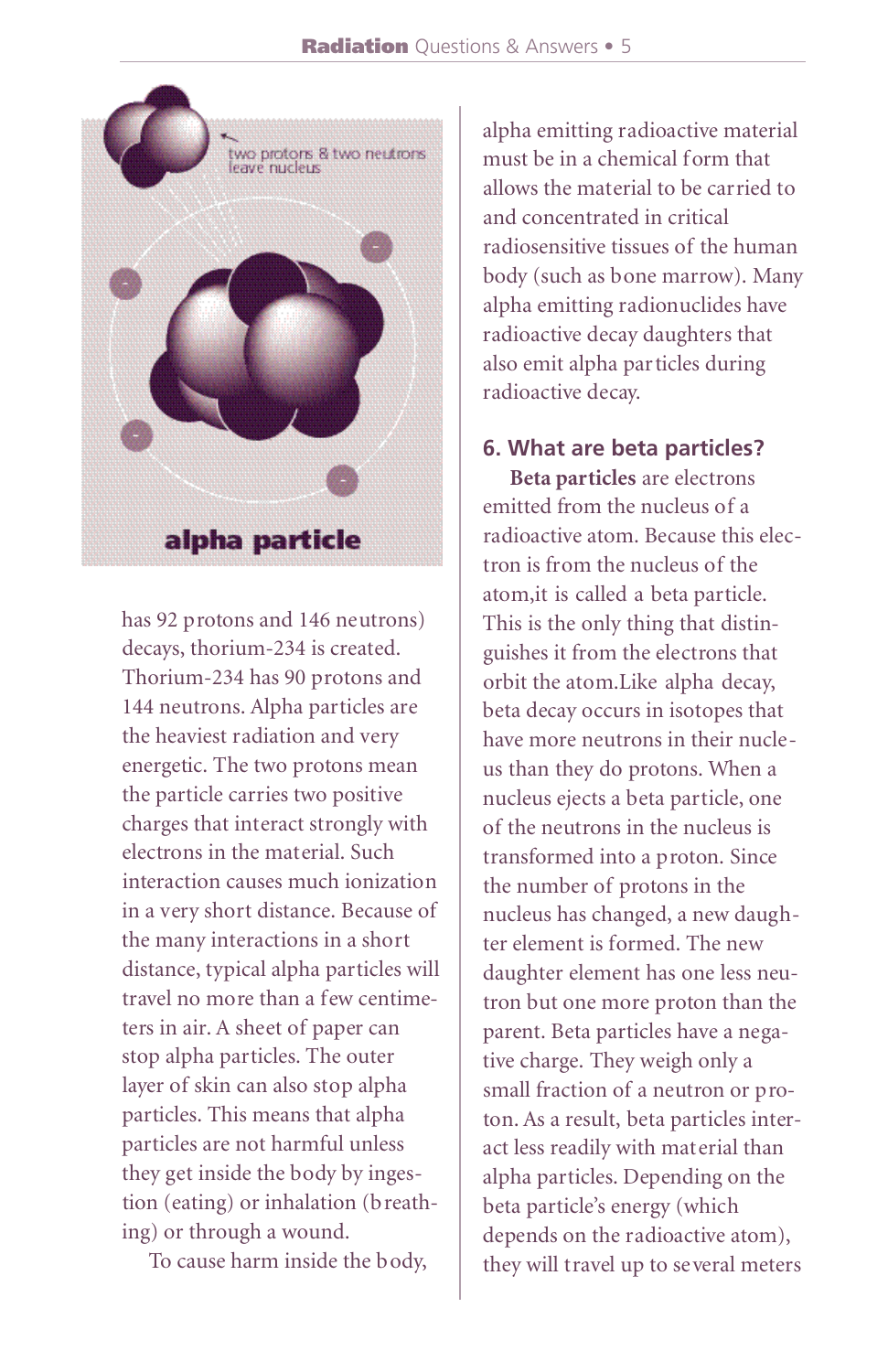has 92 protons and 146 neutrons) decays, thorium-234 is created. Thorium-234 has 90 protons and 144 neutrons. Alpha particles are the heaviest radiation and very energetic. The two protons mean the particle carries two positive charges that interact strongly with electrons in the material. Such interaction causes much ionization in a very short distance. Because of the many interactions in a short distance, typical alpha particles will travel no more than a few centimeters in air. A sheet of paper can stop alpha particles. The outer layer of skin can also stop alpha particles. This means that alpha particles are not harmful unless they get inside the body by ingestion (eating) or inhalation (breathing) or through a wound.

To cause harm inside the body, alpha emitting radioactive material must be in a chemical form that allows the material to be carried to and concentrated in critical radiosensitive tissues of the human body (such as bone marrow). Many alpha emitting radionuclides have radioactive decay daughters that also emit alpha particles during radioactive decay.

### 6. What are beta particles?

**Beta particles** are electrons emitted from the nucleus of a radioactive atom. Because this electron is from the nucleus of the atom,it is called a beta particle. This is the only thing that distinguishes it from the electrons that orbit the atom.Like alpha decay, beta decay occurs in isotopes that have more neutrons in their nucleus than they do protons. When a nucleus ejects a beta particle, one of the neutrons in the nucleus is transformed into a proton. Since the number of protons in the nucleus has changed, a new daughter element is formed. The new daughter element has one less neutron but one more proton than the parent. Beta particles have a negative charge. They weigh only a small fraction of a neutron or proton. As a result, beta particles interact less readily with material than alpha particles. Depending on the beta particle's energy (which depends on the radioactive atom), they will travel up to several meters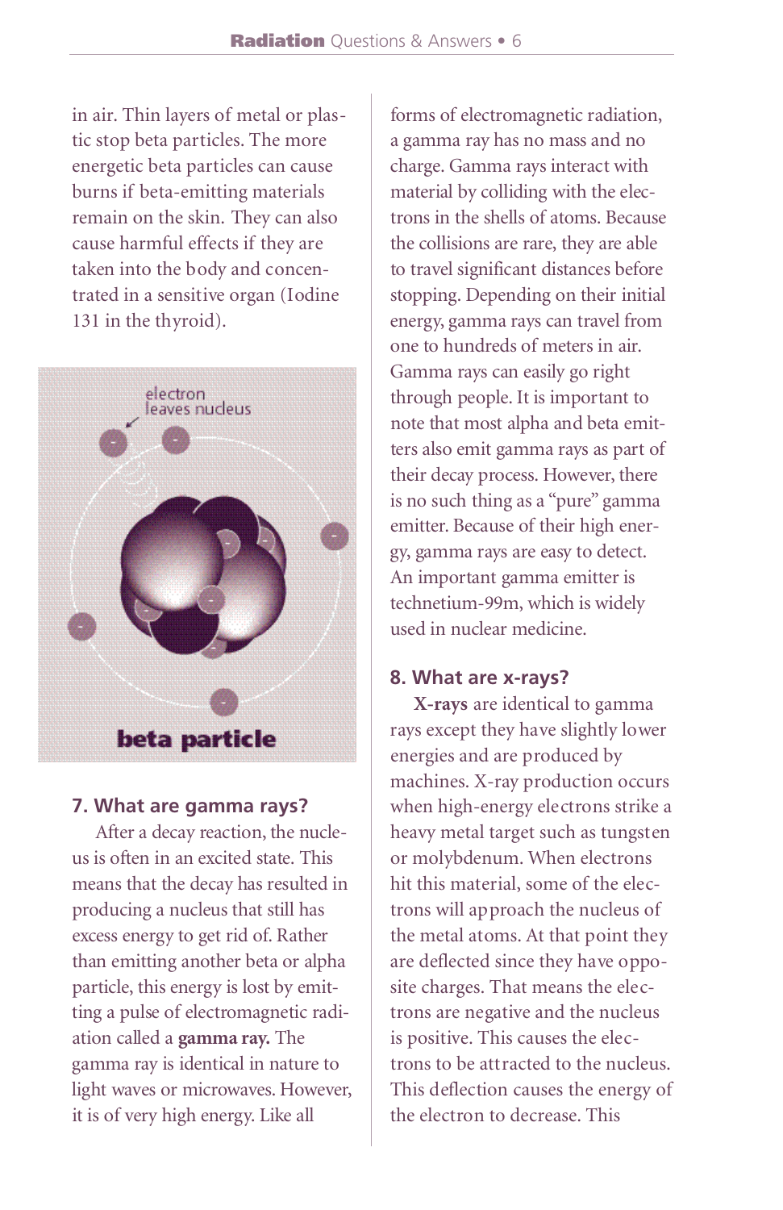in air. Thin layers of metal or plastic stop beta particles. The more energetic beta particles can cause burns if beta-emitting materials remain on the skin. They can also cause harmful effects if they are taken into the body and concentrated in a sensitive organ (Iodine 131 in the thyroid).

## 7. What are gamma rays?

After a decay reaction, the nucleus is often in an excited state. This means that the decay has resulted in producing a nucleus that still has excess energy to get rid of. Rather than emitting another beta or alpha particle, this energy is lost by emitting a pulse of electromagnetic radiation called a **gamma ray.** The gamma ray is identical in nature to light waves or microwaves. However, it is of very high energy. Like all forms of electromagnetic radiation, a gamma ray has no mass and no charge. Gamma rays interact with material by colliding with the electrons in the shells of atoms. Because the collisions are rare, they are able to travel significant distances before stopping. Depending on their initial energy, gamma rays can travel from one to hundreds of meters in air. Gamma rays can easily go right through people. It is important to note that most alpha and beta emitters also emit gamma rays as part of their decay process. However, there is no such thing as a "pure" gamma emitter. Because of their high energy, gamma rays are easy to detect. An important gamma emitter is technetium-99m, which is widely used in nuclear medicine.

## 8. What are x-rays?

**X-rays** are identical to gamma rays except they have slightly lower energies and are produced by machines. X-ray production occurs when high-energy electrons strike a heavy metal target such as tungsten or molybdenum. When electrons hit this material, some of the electrons will approach the nucleus of the metal atoms. At that point they are deflected since they have opposite charges. That means the electrons are negative and the nucleus is positive. This causes the electrons to be attracted to the nucleus. This deflection causes the energy of the electron to decrease. This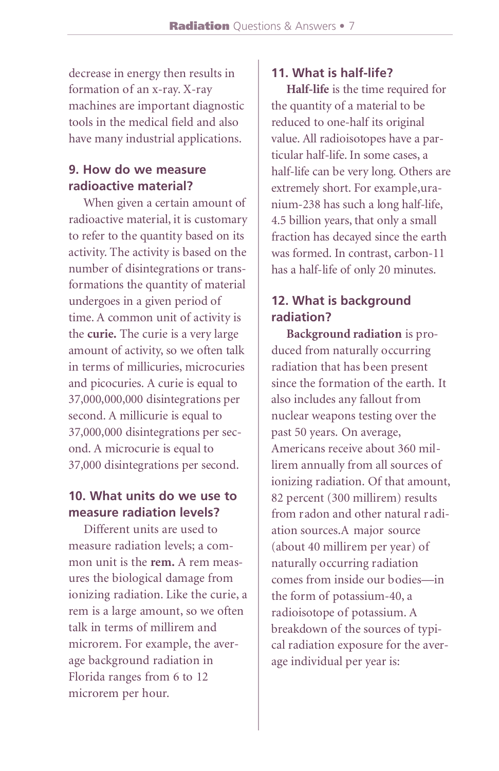decrease in energy then results in formation of an x-ray. X-ray machines are important diagnostic tools in the medical field and also have many industrial applications.

## 9. How do we measure radioactive material?

When given a certain amount of radioactive material, it is customary to refer to the quantity based on its activity. The activity is based on the number of disintegrations or transformations the quantity of material undergoes in a given period of time. A common unit of activity is the **curie.** The curie is a very large amount of activity, so we often talk in terms of millicuries, microcuries and picocuries. A curie is equal to 37,000,000,000 disintegrations per second. A millicurie is equal to 37,000,000 disintegrations per second. A microcurie is equal to 37,000 disintegrations per second.

## 10. What units do we use to measure radiation levels?

Different units are used to measure radiation levels; a common unit is the **rem.** A rem measures the biological damage from ionizing radiation. Like the curie, a rem is a large amount, so we often talk in terms of millirem and microrem. For example, the average background radiation in Florida ranges from 6 to 12 microrem per hour.

## 11. What is half-life?

**Half-life** is the time required for the quantity of a material to be reduced to one-half its original value. All radioisotopes have a particular half-life. In some cases, a half-life can be very long. Others are extremely short. For example,uranium-238 has such a long half-life, 4.5 billion years, that only a small fraction has decayed since the earth was formed. In contrast, carbon-11 has a half-life of only 20 minutes.

## 12. What is background radiation?

**Background radiation** is produced from naturally occurring radiation that has been present since the formation of the earth. It also includes any fallout from nuclear weapons testing over the past 50 years. On average, Americans receive about 360 millirem annually from all sources of ionizing radiation. Of that amount, 82 percent (300 millirem) results from radon and other natural radiation sources.A major source (about 40 millirem per year) of naturally occurring radiation comes from inside our bodies—in the form of potassium-40, a radioisotope of potassium. A breakdown of the sources of typical radiation exposure for the average individual per year is: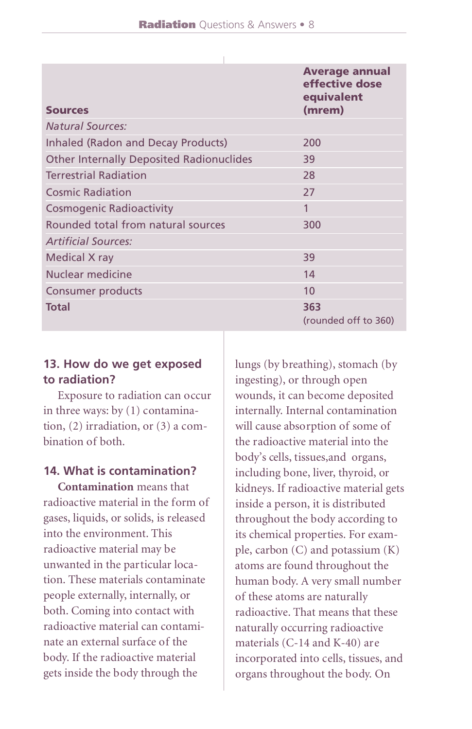| Sources | Average annual effective dose equivalent (mrem) |
|---|---|
| *Natural Sources:* | |
| Inhaled (Radon and Decay Products) | 200 |
| Other Internally Deposited Radionuclides | 39 |
| Terrestrial Radiation | 28 |
| Cosmic Radiation | 27 |
| Cosmogenic Radioactivity | 1 |
| Rounded total from natural sources | 300 |
| *Artificial Sources:* | |
| Medical X ray | 39 |
| Nuclear medicine | 14 |
| Consumer products | 10 |
| **Total** | **363** (rounded off to 360) |

## 13. How do we get exposed to radiation?

Exposure to radiation can occur in three ways: by (1) contamination, (2) irradiation, or (3) a combination of both.

## 14. What is contamination?

**Contamination** means that radioactive material in the form of gases, liquids, or solids, is released into the environment. This radioactive material may be unwanted in the particular location. These materials contaminate people externally, internally, or both. Coming into contact with radioactive material can contaminate an external surface of the body. If the radioactive material gets inside the body through the lungs (by breathing), stomach (by ingesting), or through open wounds, it can become deposited internally. Internal contamination will cause absorption of some of the radioactive material into the body's cells, tissues,and organs, including bone, liver, thyroid, or kidneys. If radioactive material gets inside a person, it is distributed throughout the body according to its chemical properties. For example, carbon (C) and potassium (K) atoms are found throughout the human body. A very small number of these atoms are naturally radioactive. That means that these naturally occurring radioactive materials (C-14 and K-40) are incorporated into cells, tissues, and organs throughout the body. On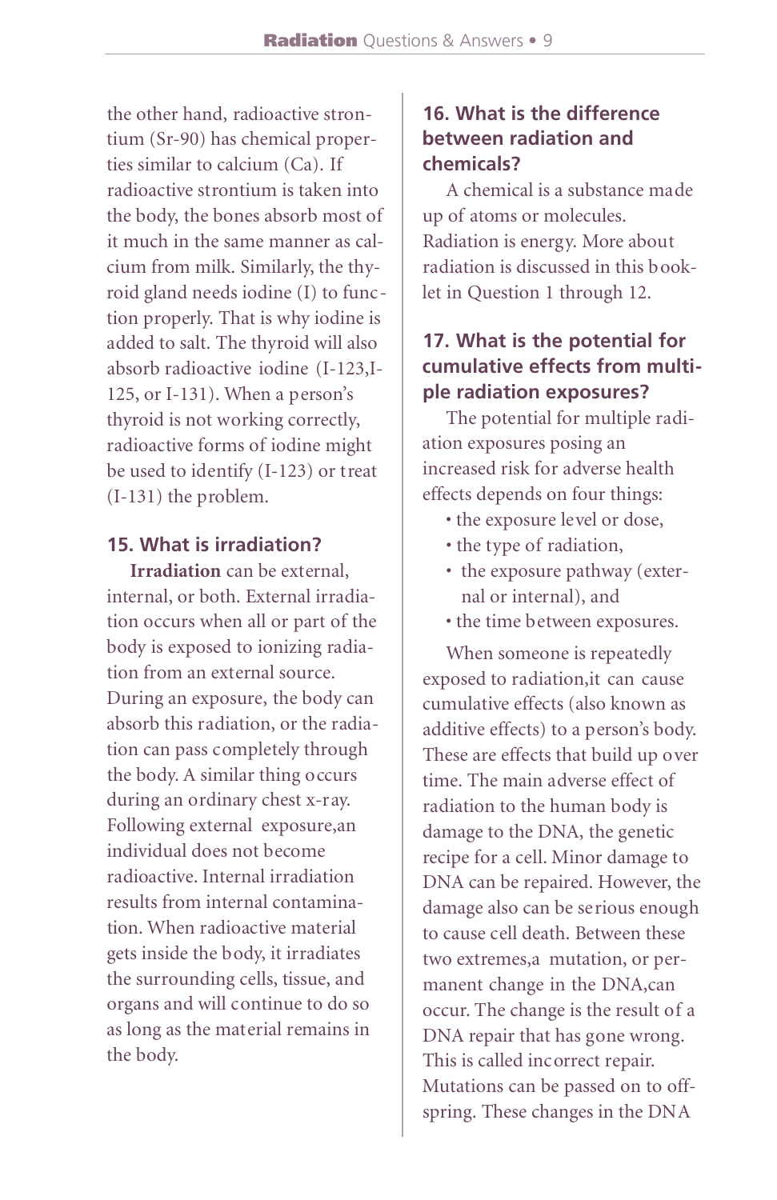the other hand, radioactive strontium (Sr-90) has chemical properties similar to calcium (Ca). If radioactive strontium is taken into the body, the bones absorb most of it much in the same manner as calcium from milk. Similarly, the thyroid gland needs iodine (I) to function properly. That is why iodine is added to salt. The thyroid will also absorb radioactive iodine (I-123,I-125, or I-131). When a person's thyroid is not working correctly, radioactive forms of iodine might be used to identify (I-123) or treat (I-131) the problem.

### 15. What is irradiation?

**Irradiation** can be external, internal, or both. External irradiation occurs when all or part of the body is exposed to ionizing radiation from an external source. During an exposure, the body can absorb this radiation, or the radiation can pass completely through the body. A similar thing occurs during an ordinary chest x-ray. Following external exposure,an individual does not become radioactive. Internal irradiation results from internal contamination. When radioactive material gets inside the body, it irradiates the surrounding cells, tissue, and organs and will continue to do so as long as the material remains in the body.

### 16. What is the difference between radiation and chemicals?

A chemical is a substance made up of atoms or molecules. Radiation is energy. More about radiation is discussed in this booklet in Question 1 through 12.

### 17. What is the potential for cumulative effects from multiple radiation exposures?

The potential for multiple radiation exposures posing an increased risk for adverse health effects depends on four things:

- the exposure level or dose,
- the type of radiation,
- the exposure pathway (external or internal), and
- the time between exposures.

When someone is repeatedly exposed to radiation,it can cause cumulative effects (also known as additive effects) to a person's body. These are effects that build up over time. The main adverse effect of radiation to the human body is damage to the DNA, the genetic recipe for a cell. Minor damage to DNA can be repaired. However, the damage also can be serious enough to cause cell death. Between these two extremes,a mutation, or permanent change in the DNA,can occur. The change is the result of a DNA repair that has gone wrong. This is called incorrect repair. Mutations can be passed on to offspring. These changes in the DNA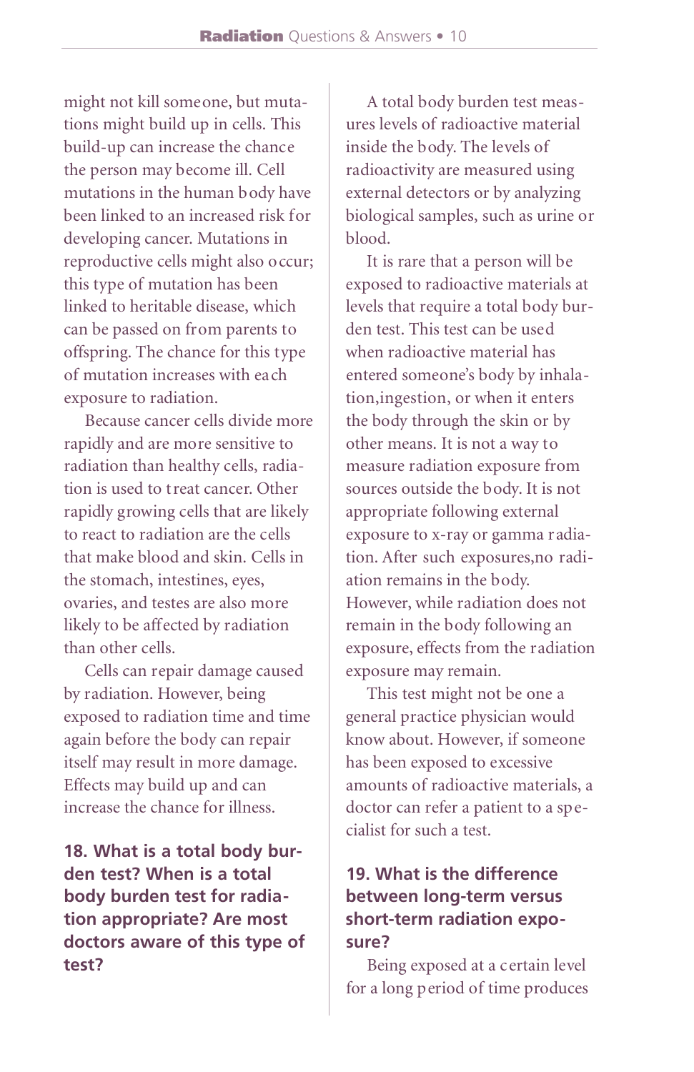might not kill someone, but mutations might build up in cells. This build-up can increase the chance the person may become ill. Cell mutations in the human body have been linked to an increased risk for developing cancer. Mutations in reproductive cells might also occur; this type of mutation has been linked to heritable disease, which can be passed on from parents to offspring. The chance for this type of mutation increases with each exposure to radiation.

Because cancer cells divide more rapidly and are more sensitive to radiation than healthy cells, radiation is used to treat cancer. Other rapidly growing cells that are likely to react to radiation are the cells that make blood and skin. Cells in the stomach, intestines, eyes, ovaries, and testes are also more likely to be affected by radiation than other cells.

Cells can repair damage caused by radiation. However, being exposed to radiation time and time again before the body can repair itself may result in more damage. Effects may build up and can increase the chance for illness.

## 18. What is a total body burden test? When is a total body burden test for radiation appropriate? Are most doctors aware of this type of test?

A total body burden test measures levels of radioactive material inside the body. The levels of radioactivity are measured using external detectors or by analyzing biological samples, such as urine or blood.

It is rare that a person will be exposed to radioactive materials at levels that require a total body burden test. This test can be used when radioactive material has entered someone's body by inhalation,ingestion, or when it enters the body through the skin or by other means. It is not a way to measure radiation exposure from sources outside the body. It is not appropriate following external exposure to x-ray or gamma radiation. After such exposures,no radiation remains in the body. However, while radiation does not remain in the body following an exposure, effects from the radiation exposure may remain.

This test might not be one a general practice physician would know about. However, if someone has been exposed to excessive amounts of radioactive materials, a doctor can refer a patient to a specialist for such a test.

## 19. What is the difference between long-term versus short-term radiation exposure?

Being exposed at a certain level for a long period of time produces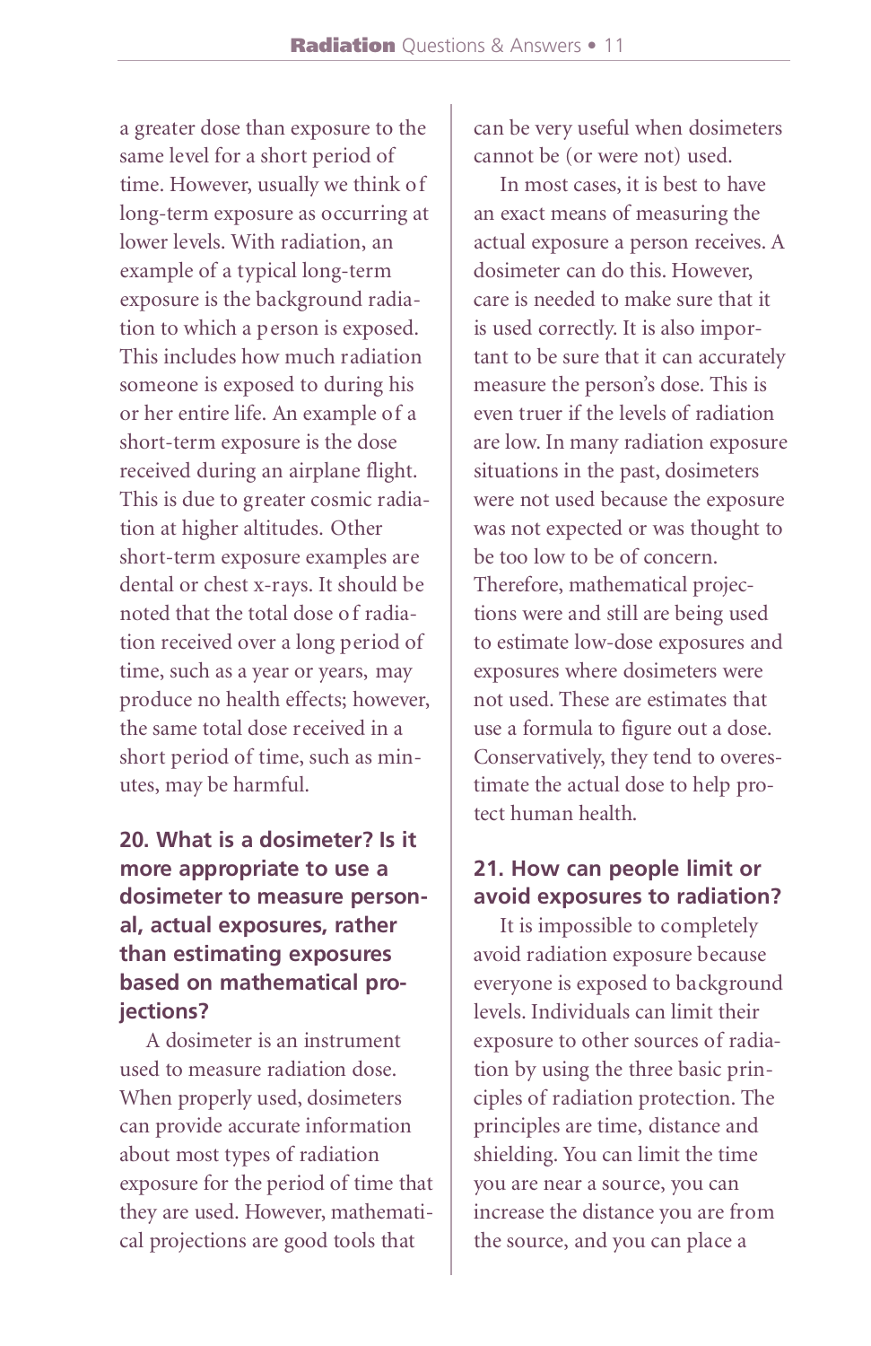a greater dose than exposure to the same level for a short period of time. However, usually we think of long-term exposure as occurring at lower levels. With radiation, an example of a typical long-term exposure is the background radiation to which a person is exposed. This includes how much radiation someone is exposed to during his or her entire life. An example of a short-term exposure is the dose received during an airplane flight. This is due to greater cosmic radiation at higher altitudes. Other short-term exposure examples are dental or chest x-rays. It should be noted that the total dose of radiation received over a long period of time, such as a year or years, may produce no health effects; however, the same total dose received in a short period of time, such as minutes, may be harmful.

## 20. What is a dosimeter? Is it more appropriate to use a dosimeter to measure personal, actual exposures, rather than estimating exposures based on mathematical projections?

A dosimeter is an instrument used to measure radiation dose. When properly used, dosimeters can provide accurate information about most types of radiation exposure for the period of time that they are used. However, mathematical projections are good tools that can be very useful when dosimeters cannot be (or were not) used.

In most cases, it is best to have an exact means of measuring the actual exposure a person receives. A dosimeter can do this. However, care is needed to make sure that it is used correctly. It is also important to be sure that it can accurately measure the person's dose. This is even truer if the levels of radiation are low. In many radiation exposure situations in the past, dosimeters were not used because the exposure was not expected or was thought to be too low to be of concern. Therefore, mathematical projections were and still are being used to estimate low-dose exposures and exposures where dosimeters were not used. These are estimates that use a formula to figure out a dose. Conservatively, they tend to overestimate the actual dose to help protect human health.

## 21. How can people limit or avoid exposures to radiation?

It is impossible to completely avoid radiation exposure because everyone is exposed to background levels. Individuals can limit their exposure to other sources of radiation by using the three basic principles of radiation protection. The principles are time, distance and shielding. You can limit the time you are near a source, you can increase the distance you are from the source, and you can place a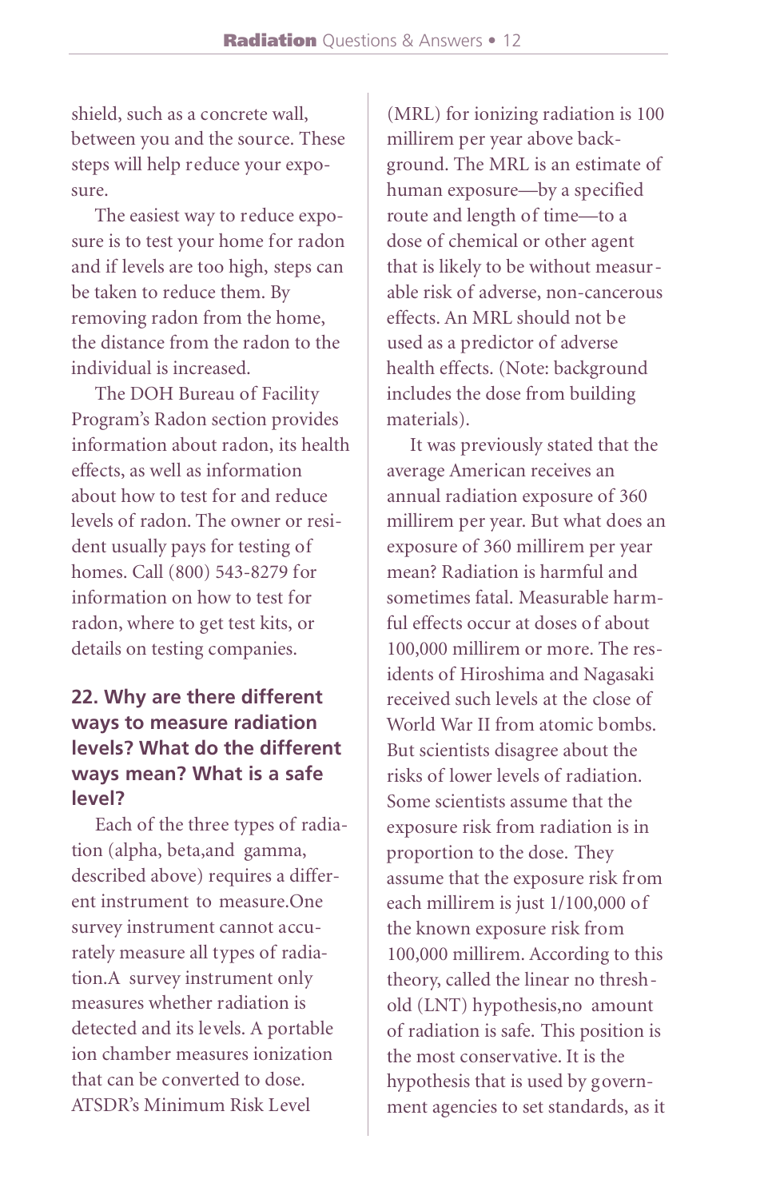shield, such as a concrete wall, between you and the source. These steps will help reduce your exposure.

The easiest way to reduce exposure is to test your home for radon and if levels are too high, steps can be taken to reduce them. By removing radon from the home, the distance from the radon to the individual is increased.

The DOH Bureau of Facility Program's Radon section provides information about radon, its health effects, as well as information about how to test for and reduce levels of radon. The owner or resident usually pays for testing of homes. Call (800) 543-8279 for information on how to test for radon, where to get test kits, or details on testing companies.

### 22. Why are there different ways to measure radiation levels? What do the different ways mean? What is a safe level?

Each of the three types of radiation (alpha, beta,and gamma, described above) requires a different instrument to measure.One survey instrument cannot accurately measure all types of radiation.A survey instrument only measures whether radiation is detected and its levels. A portable ion chamber measures ionization that can be converted to dose. ATSDR's Minimum Risk Level (MRL) for ionizing radiation is 100 millirem per year above background. The MRL is an estimate of human exposure—by a specified route and length of time—to a dose of chemical or other agent that is likely to be without measurable risk of adverse, non-cancerous effects. An MRL should not be used as a predictor of adverse health effects. (Note: background includes the dose from building materials).

It was previously stated that the average American receives an annual radiation exposure of 360 millirem per year. But what does an exposure of 360 millirem per year mean? Radiation is harmful and sometimes fatal. Measurable harmful effects occur at doses of about 100,000 millirem or more. The residents of Hiroshima and Nagasaki received such levels at the close of World War II from atomic bombs. But scientists disagree about the risks of lower levels of radiation. Some scientists assume that the exposure risk from radiation is in proportion to the dose. They assume that the exposure risk from each millirem is just 1/100,000 of the known exposure risk from 100,000 millirem. According to this theory, called the linear no threshold (LNT) hypothesis,no amount of radiation is safe. This position is the most conservative. It is the hypothesis that is used by government agencies to set standards, as it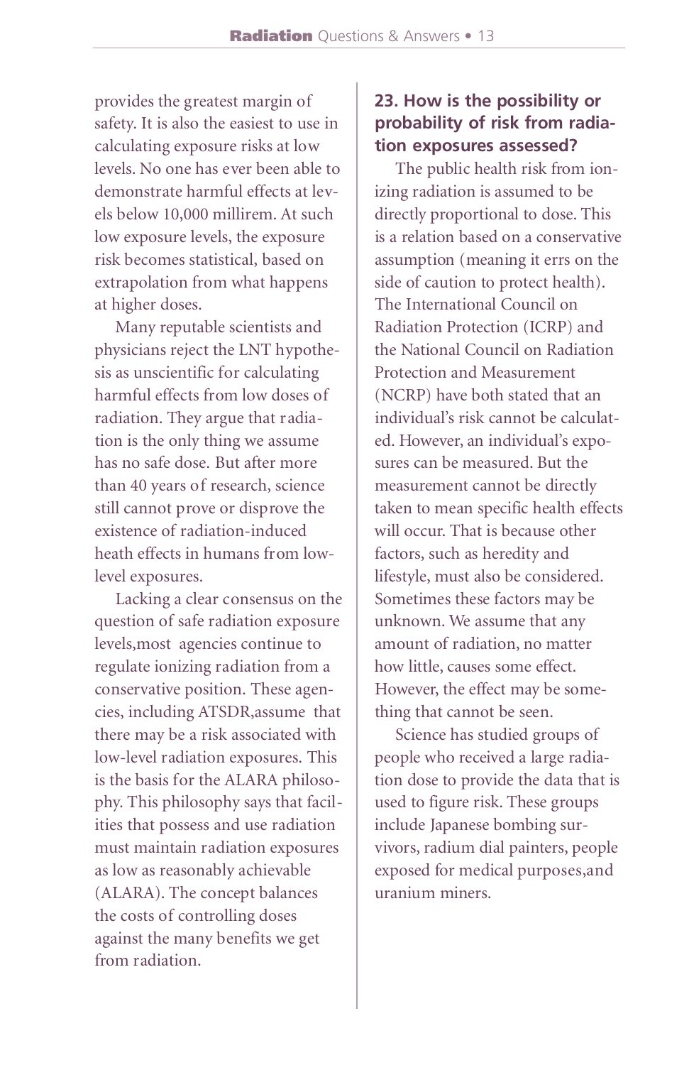provides the greatest margin of safety. It is also the easiest to use in calculating exposure risks at low levels. No one has ever been able to demonstrate harmful effects at levels below 10,000 millirem. At such low exposure levels, the exposure risk becomes statistical, based on extrapolation from what happens at higher doses.

Many reputable scientists and physicians reject the LNT hypothesis as unscientific for calculating harmful effects from low doses of radiation. They argue that radiation is the only thing we assume has no safe dose. But after more than 40 years of research, science still cannot prove or disprove the existence of radiation-induced heath effects in humans from low-level exposures.

Lacking a clear consensus on the question of safe radiation exposure levels,most agencies continue to regulate ionizing radiation from a conservative position. These agencies, including ATSDR,assume that there may be a risk associated with low-level radiation exposures. This is the basis for the ALARA philosophy. This philosophy says that facilities that possess and use radiation must maintain radiation exposures as low as reasonably achievable (ALARA). The concept balances the costs of controlling doses against the many benefits we get from radiation.

## 23. How is the possibility or probability of risk from radiation exposures assessed?

The public health risk from ionizing radiation is assumed to be directly proportional to dose. This is a relation based on a conservative assumption (meaning it errs on the side of caution to protect health). The International Council on Radiation Protection (ICRP) and the National Council on Radiation Protection and Measurement (NCRP) have both stated that an individual's risk cannot be calculated. However, an individual's exposures can be measured. But the measurement cannot be directly taken to mean specific health effects will occur. That is because other factors, such as heredity and lifestyle, must also be considered. Sometimes these factors may be unknown. We assume that any amount of radiation, no matter how little, causes some effect. However, the effect may be something that cannot be seen.

Science has studied groups of people who received a large radiation dose to provide the data that is used to figure risk. These groups include Japanese bombing survivors, radium dial painters, people exposed for medical purposes,and uranium miners.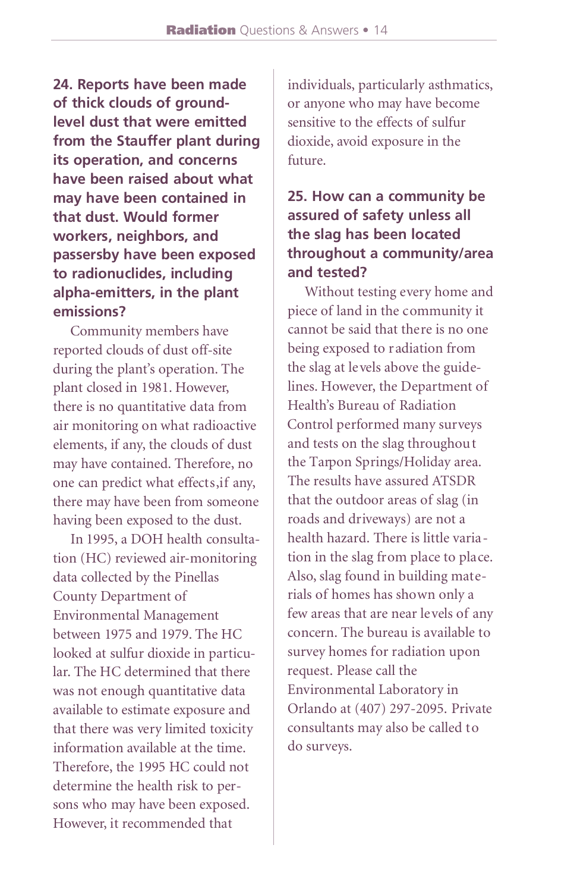### 24. Reports have been made of thick clouds of ground-level dust that were emitted from the Stauffer plant during its operation, and concerns have been raised about what may have been contained in that dust. Would former workers, neighbors, and passersby have been exposed to radionuclides, including alpha-emitters, in the plant emissions?

Community members have reported clouds of dust off-site during the plant's operation. The plant closed in 1981. However, there is no quantitative data from air monitoring on what radioactive elements, if any, the clouds of dust may have contained. Therefore, no one can predict what effects,if any, there may have been from someone having been exposed to the dust.

In 1995, a DOH health consultation (HC) reviewed air-monitoring data collected by the Pinellas County Department of Environmental Management between 1975 and 1979. The HC looked at sulfur dioxide in particular. The HC determined that there was not enough quantitative data available to estimate exposure and that there was very limited toxicity information available at the time. Therefore, the 1995 HC could not determine the health risk to persons who may have been exposed. However, it recommended that individuals, particularly asthmatics, or anyone who may have become sensitive to the effects of sulfur dioxide, avoid exposure in the future.

### 25. How can a community be assured of safety unless all the slag has been located throughout a community/area and tested?

Without testing every home and piece of land in the community it cannot be said that there is no one being exposed to radiation from the slag at levels above the guidelines. However, the Department of Health's Bureau of Radiation Control performed many surveys and tests on the slag throughout the Tarpon Springs/Holiday area. The results have assured ATSDR that the outdoor areas of slag (in roads and driveways) are not a health hazard. There is little variation in the slag from place to place. Also, slag found in building materials of homes has shown only a few areas that are near levels of any concern. The bureau is available to survey homes for radiation upon request. Please call the Environmental Laboratory in Orlando at (407) 297-2095. Private consultants may also be called to do surveys.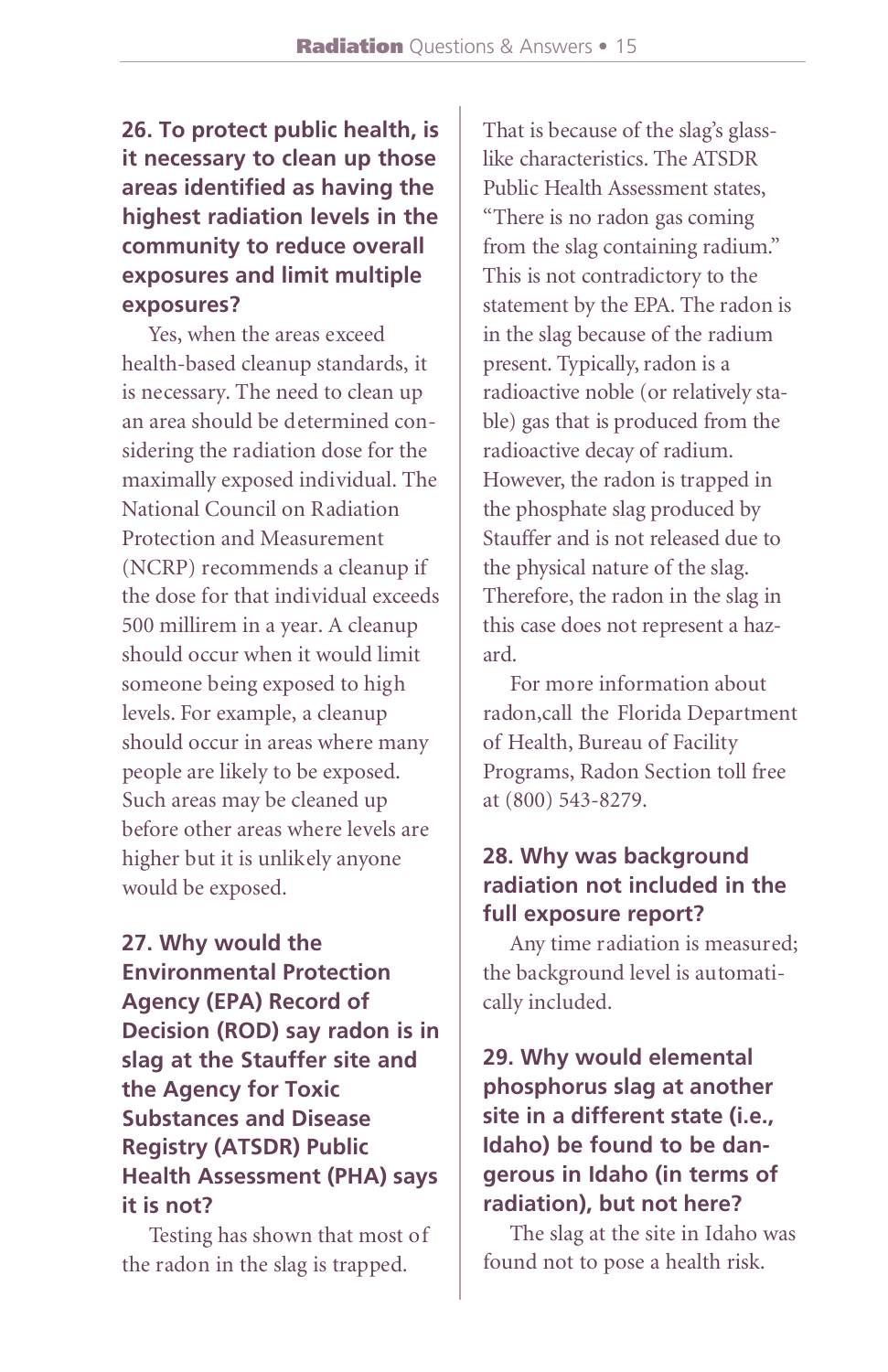### 26. To protect public health, is it necessary to clean up those areas identified as having the highest radiation levels in the community to reduce overall exposures and limit multiple exposures?

Yes, when the areas exceed health-based cleanup standards, it is necessary. The need to clean up an area should be determined considering the radiation dose for the maximally exposed individual. The National Council on Radiation Protection and Measurement (NCRP) recommends a cleanup if the dose for that individual exceeds 500 millirem in a year. A cleanup should occur when it would limit someone being exposed to high levels. For example, a cleanup should occur in areas where many people are likely to be exposed. Such areas may be cleaned up before other areas where levels are higher but it is unlikely anyone would be exposed.

### 27. Why would the Environmental Protection Agency (EPA) Record of Decision (ROD) say radon is in slag at the Stauffer site and the Agency for Toxic Substances and Disease Registry (ATSDR) Public Health Assessment (PHA) says it is not?

Testing has shown that most of the radon in the slag is trapped. That is because of the slag's glass-like characteristics. The ATSDR Public Health Assessment states, "There is no radon gas coming from the slag containing radium." This is not contradictory to the statement by the EPA. The radon is in the slag because of the radium present. Typically, radon is a radioactive noble (or relatively stable) gas that is produced from the radioactive decay of radium. However, the radon is trapped in the phosphate slag produced by Stauffer and is not released due to the physical nature of the slag. Therefore, the radon in the slag in this case does not represent a hazard.

For more information about radon,call the Florida Department of Health, Bureau of Facility Programs, Radon Section toll free at (800) 543-8279.

### 28. Why was background radiation not included in the full exposure report?

Any time radiation is measured; the background level is automatically included.

### 29. Why would elemental phosphorus slag at another site in a different state (i.e., Idaho) be found to be dangerous in Idaho (in terms of radiation), but not here?

The slag at the site in Idaho was found not to pose a health risk.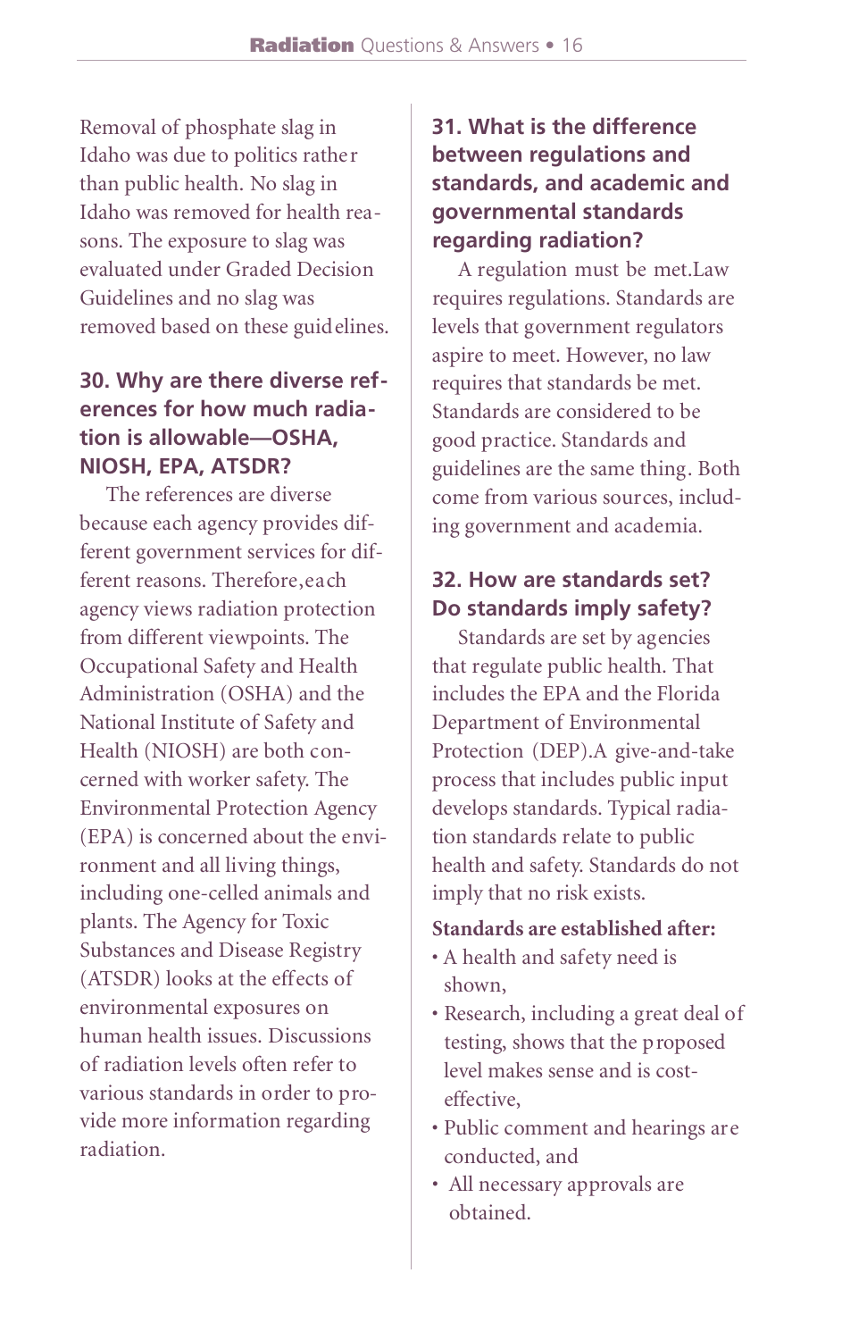Removal of phosphate slag in Idaho was due to politics rather than public health. No slag in Idaho was removed for health reasons. The exposure to slag was evaluated under Graded Decision Guidelines and no slag was removed based on these guidelines.

### 30. Why are there diverse references for how much radiation is allowable—OSHA, NIOSH, EPA, ATSDR?

The references are diverse because each agency provides different government services for different reasons. Therefore, each agency views radiation protection from different viewpoints. The Occupational Safety and Health Administration (OSHA) and the National Institute of Safety and Health (NIOSH) are both concerned with worker safety. The Environmental Protection Agency (EPA) is concerned about the environment and all living things, including one-celled animals and plants. The Agency for Toxic Substances and Disease Registry (ATSDR) looks at the effects of environmental exposures on human health issues. Discussions of radiation levels often refer to various standards in order to provide more information regarding radiation.

### 31. What is the difference between regulations and standards, and academic and governmental standards regarding radiation?

A regulation must be met. Law requires regulations. Standards are levels that government regulators aspire to meet. However, no law requires that standards be met. Standards are considered to be good practice. Standards and guidelines are the same thing. Both come from various sources, including government and academia.

### 32. How are standards set? Do standards imply safety?

Standards are set by agencies that regulate public health. That includes the EPA and the Florida Department of Environmental Protection (DEP). A give-and-take process that includes public input develops standards. Typical radiation standards relate to public health and safety. Standards do not imply that no risk exists.

**Standards are established after:**

- A health and safety need is shown,
- Research, including a great deal of testing, shows that the proposed level makes sense and is cost-effective,
- Public comment and hearings are conducted, and
- All necessary approvals are obtained.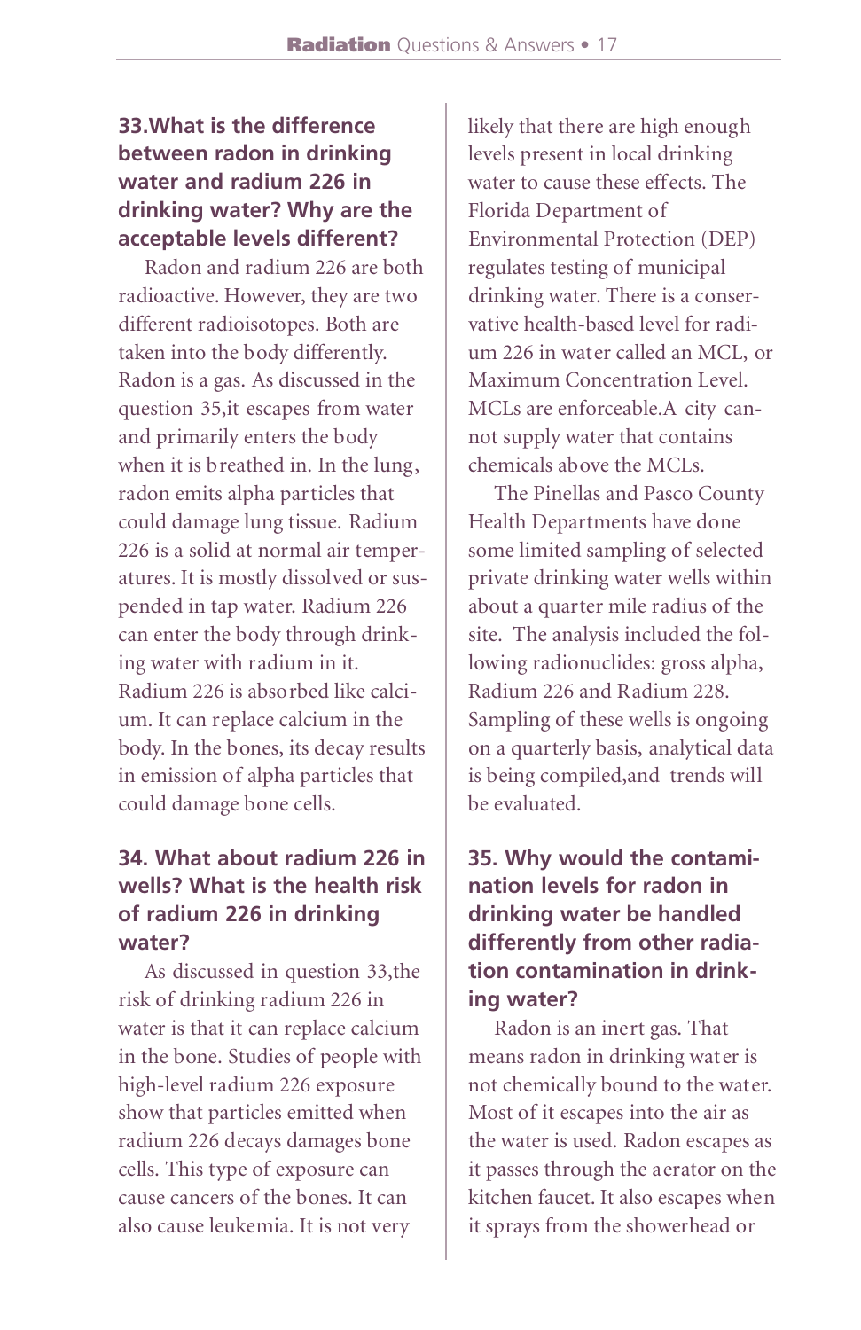### 33. What is the difference between radon in drinking water and radium 226 in drinking water? Why are the acceptable levels different?

Radon and radium 226 are both radioactive. However, they are two different radioisotopes. Both are taken into the body differently. Radon is a gas. As discussed in the question 35,it escapes from water and primarily enters the body when it is breathed in. In the lung, radon emits alpha particles that could damage lung tissue. Radium 226 is a solid at normal air temperatures. It is mostly dissolved or suspended in tap water. Radium 226 can enter the body through drinking water with radium in it. Radium 226 is absorbed like calcium. It can replace calcium in the body. In the bones, its decay results in emission of alpha particles that could damage bone cells.

### 34. What about radium 226 in wells? What is the health risk of radium 226 in drinking water?

As discussed in question 33,the risk of drinking radium 226 in water is that it can replace calcium in the bone. Studies of people with high-level radium 226 exposure show that particles emitted when radium 226 decays damages bone cells. This type of exposure can cause cancers of the bones. It can also cause leukemia. It is not very likely that there are high enough levels present in local drinking water to cause these effects. The Florida Department of Environmental Protection (DEP) regulates testing of municipal drinking water. There is a conservative health-based level for radium 226 in water called an MCL, or Maximum Concentration Level. MCLs are enforceable.A city cannot supply water that contains chemicals above the MCLs.

The Pinellas and Pasco County Health Departments have done some limited sampling of selected private drinking water wells within about a quarter mile radius of the site. The analysis included the following radionuclides: gross alpha, Radium 226 and Radium 228. Sampling of these wells is ongoing on a quarterly basis, analytical data is being compiled,and trends will be evaluated.

### 35. Why would the contamination levels for radon in drinking water be handled differently from other radiation contamination in drinking water?

Radon is an inert gas. That means radon in drinking water is not chemically bound to the water. Most of it escapes into the air as the water is used. Radon escapes as it passes through the aerator on the kitchen faucet. It also escapes when it sprays from the showerhead or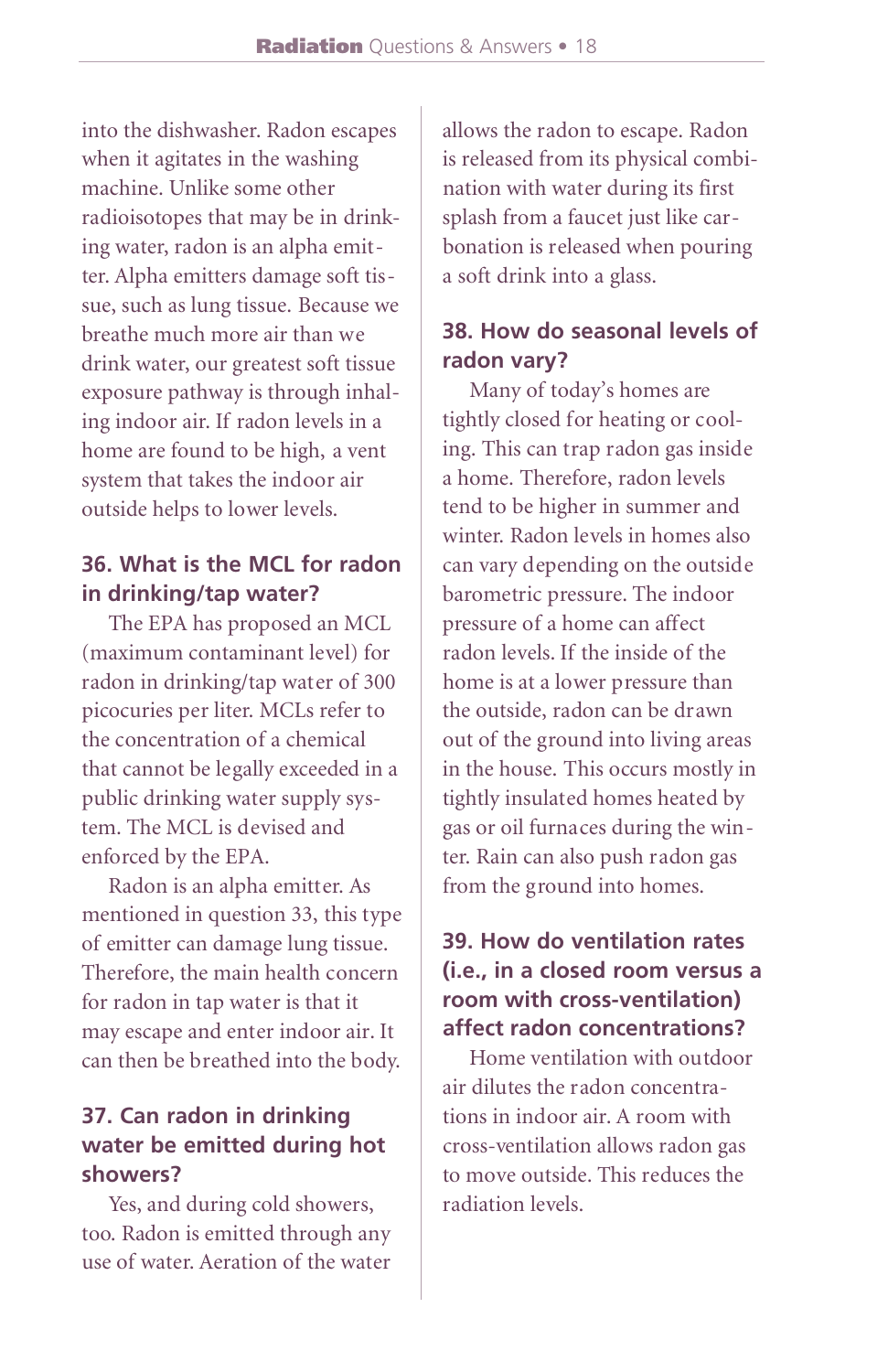into the dishwasher. Radon escapes when it agitates in the washing machine. Unlike some other radioisotopes that may be in drinking water, radon is an alpha emitter. Alpha emitters damage soft tissue, such as lung tissue. Because we breathe much more air than we drink water, our greatest soft tissue exposure pathway is through inhaling indoor air. If radon levels in a home are found to be high, a vent system that takes the indoor air outside helps to lower levels.

## 36. What is the MCL for radon in drinking/tap water?

The EPA has proposed an MCL (maximum contaminant level) for radon in drinking/tap water of 300 picocuries per liter. MCLs refer to the concentration of a chemical that cannot be legally exceeded in a public drinking water supply system. The MCL is devised and enforced by the EPA.

Radon is an alpha emitter. As mentioned in question 33, this type of emitter can damage lung tissue. Therefore, the main health concern for radon in tap water is that it may escape and enter indoor air. It can then be breathed into the body.

## 37. Can radon in drinking water be emitted during hot showers?

Yes, and during cold showers, too. Radon is emitted through any use of water. Aeration of the water allows the radon to escape. Radon is released from its physical combination with water during its first splash from a faucet just like carbonation is released when pouring a soft drink into a glass.

## 38. How do seasonal levels of radon vary?

Many of today's homes are tightly closed for heating or cooling. This can trap radon gas inside a home. Therefore, radon levels tend to be higher in summer and winter. Radon levels in homes also can vary depending on the outside barometric pressure. The indoor pressure of a home can affect radon levels. If the inside of the home is at a lower pressure than the outside, radon can be drawn out of the ground into living areas in the house. This occurs mostly in tightly insulated homes heated by gas or oil furnaces during the winter. Rain can also push radon gas from the ground into homes.

## 39. How do ventilation rates (i.e., in a closed room versus a room with cross-ventilation) affect radon concentrations?

Home ventilation with outdoor air dilutes the radon concentrations in indoor air. A room with cross-ventilation allows radon gas to move outside. This reduces the radiation levels.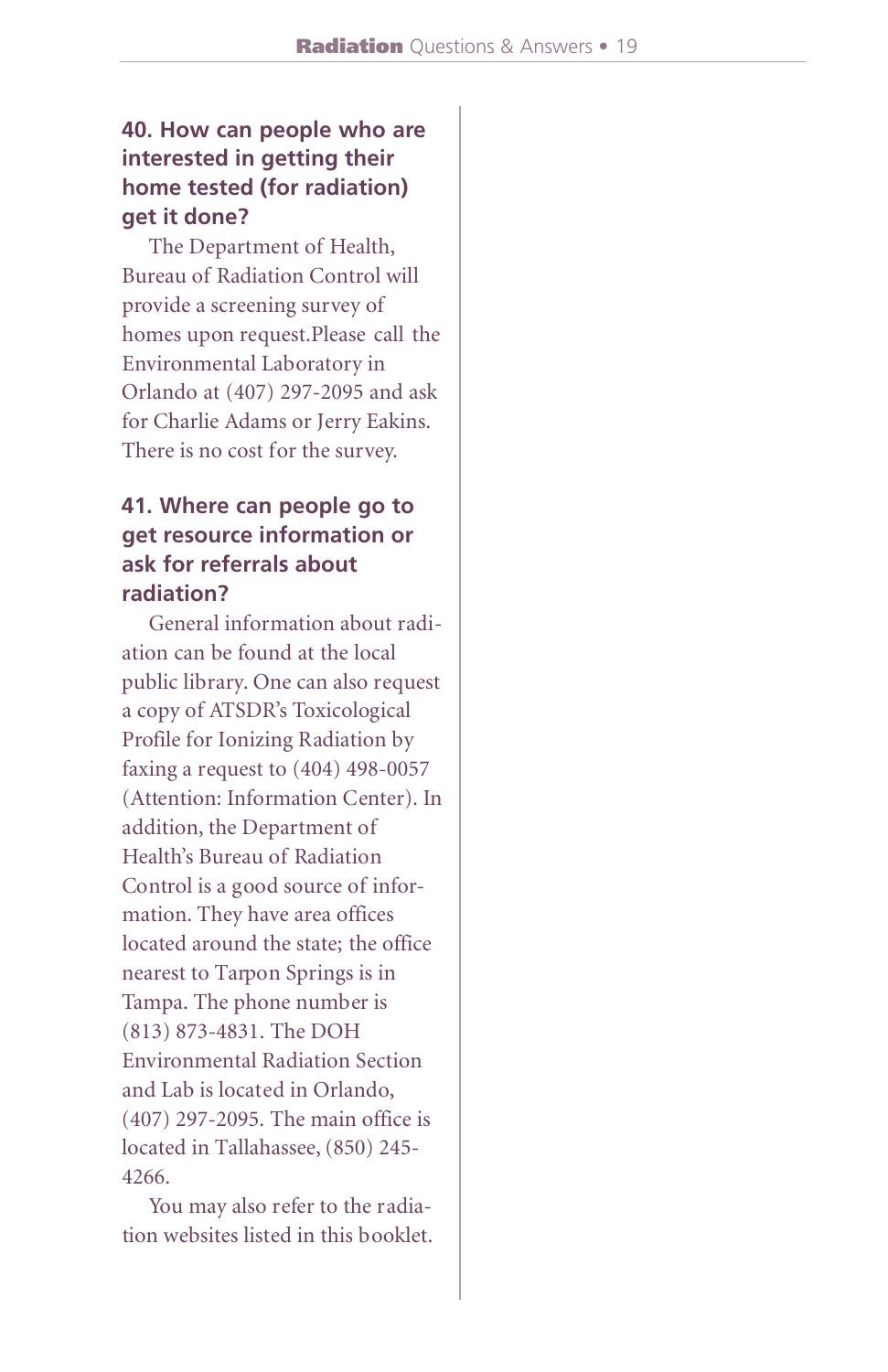### 40. How can people who are interested in getting their home tested (for radiation) get it done?

The Department of Health, Bureau of Radiation Control will provide a screening survey of homes upon request.Please call the Environmental Laboratory in Orlando at (407) 297-2095 and ask for Charlie Adams or Jerry Eakins. There is no cost for the survey.

### 41. Where can people go to get resource information or ask for referrals about radiation?

General information about radiation can be found at the local public library. One can also request a copy of ATSDR's Toxicological Profile for Ionizing Radiation by faxing a request to (404) 498-0057 (Attention: Information Center). In addition, the Department of Health's Bureau of Radiation Control is a good source of information. They have area offices located around the state; the office nearest to Tarpon Springs is in Tampa. The phone number is (813) 873-4831. The DOH Environmental Radiation Section and Lab is located in Orlando, (407) 297-2095. The main office is located in Tallahassee, (850) 245-4266.

You may also refer to the radiation websites listed in this booklet.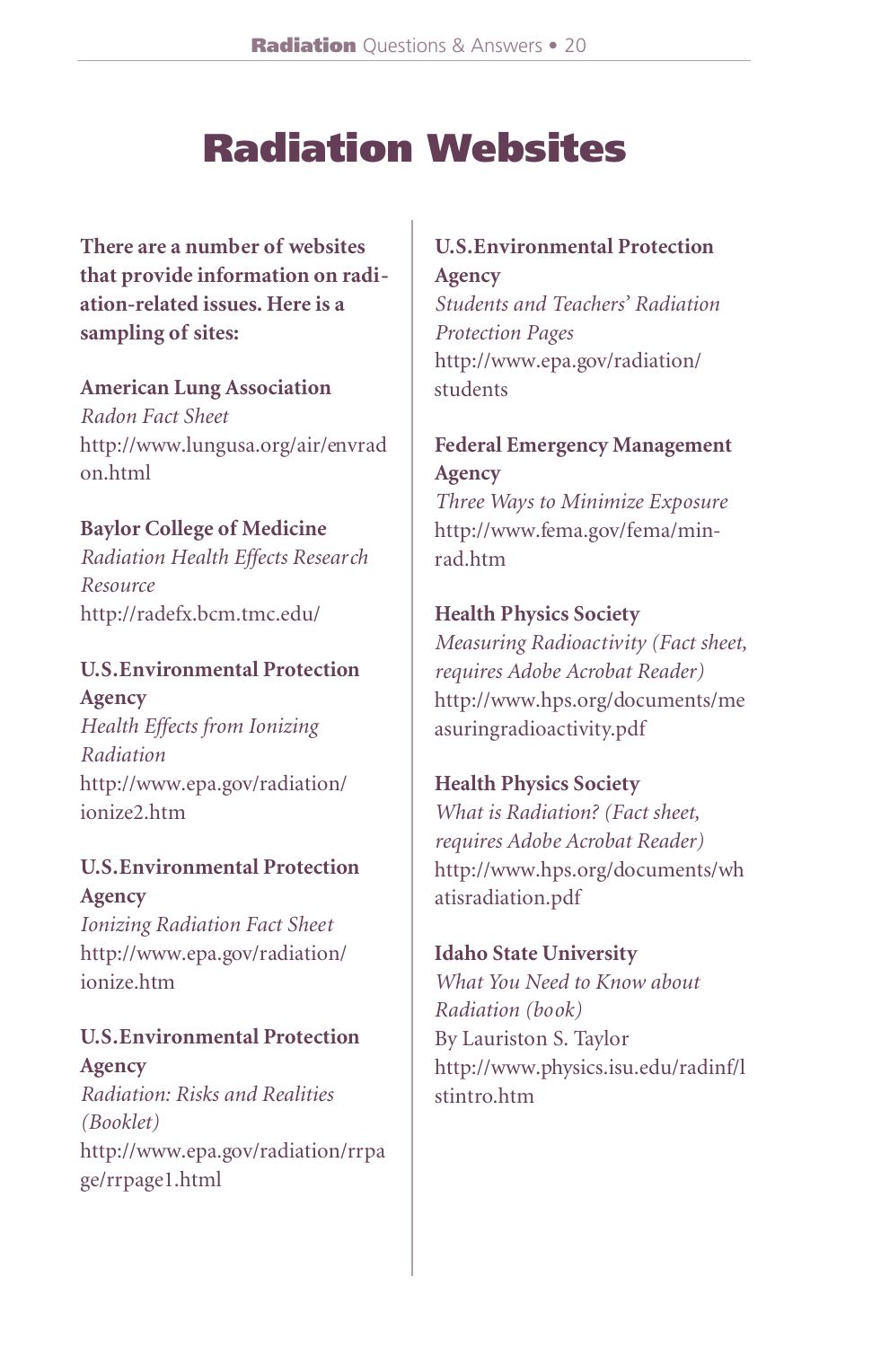# Radiation Websites

**There are a number of websites that provide information on radiation-related issues. Here is a sampling of sites:**

**American Lung Association**
*Radon Fact Sheet*
http://www.lungusa.org/air/envradon.html

**Baylor College of Medicine**
*Radiation Health Effects Research Resource*
http://radefx.bcm.tmc.edu/

**U.S.Environmental Protection Agency**
*Health Effects from Ionizing Radiation*
http://www.epa.gov/radiation/ionize2.htm

**U.S.Environmental Protection Agency**
*Ionizing Radiation Fact Sheet*
http://www.epa.gov/radiation/ionize.htm

**U.S.Environmental Protection Agency**
*Radiation: Risks and Realities (Booklet)*
http://www.epa.gov/radiation/rrpage/rrpage1.html

**U.S.Environmental Protection Agency**
*Students and Teachers' Radiation Protection Pages*
http://www.epa.gov/radiation/students

**Federal Emergency Management Agency**
*Three Ways to Minimize Exposure*
http://www.fema.gov/fema/minrad.htm

**Health Physics Society**
*Measuring Radioactivity (Fact sheet, requires Adobe Acrobat Reader)*
http://www.hps.org/documents/measuringradioactivity.pdf

**Health Physics Society**
*What is Radiation? (Fact sheet, requires Adobe Acrobat Reader)*
http://www.hps.org/documents/whatisradiation.pdf

**Idaho State University**
*What You Need to Know about Radiation (book)*
By Lauriston S. Taylor
http://www.physics.isu.edu/radinf/lstintro.htm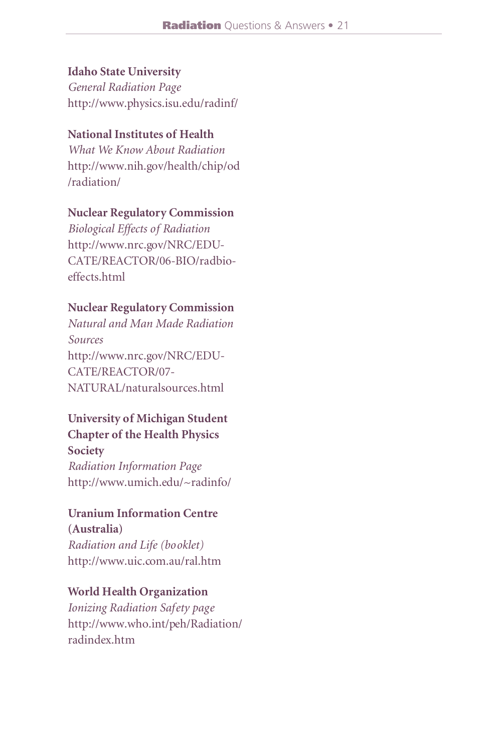**Idaho State University**
*General Radiation Page*
http://www.physics.isu.edu/radinf/

**National Institutes of Health**
*What We Know About Radiation*
http://www.nih.gov/health/chip/od/radiation/

**Nuclear Regulatory Commission**
*Biological Effects of Radiation*
http://www.nrc.gov/NRC/EDUCATE/REACTOR/06-BIO/radbioeffects.html

**Nuclear Regulatory Commission**
*Natural and Man Made Radiation Sources*
http://www.nrc.gov/NRC/EDUCATE/REACTOR/07-NATURAL/naturalsources.html

**University of Michigan Student Chapter of the Health Physics Society**
*Radiation Information Page*
http://www.umich.edu/~radinfo/

**Uranium Information Centre (Australia)**
*Radiation and Life (booklet)*
http://www.uic.com.au/ral.htm

**World Health Organization**
*Ionizing Radiation Safety page*
http://www.who.int/peh/Radiation/radindex.htm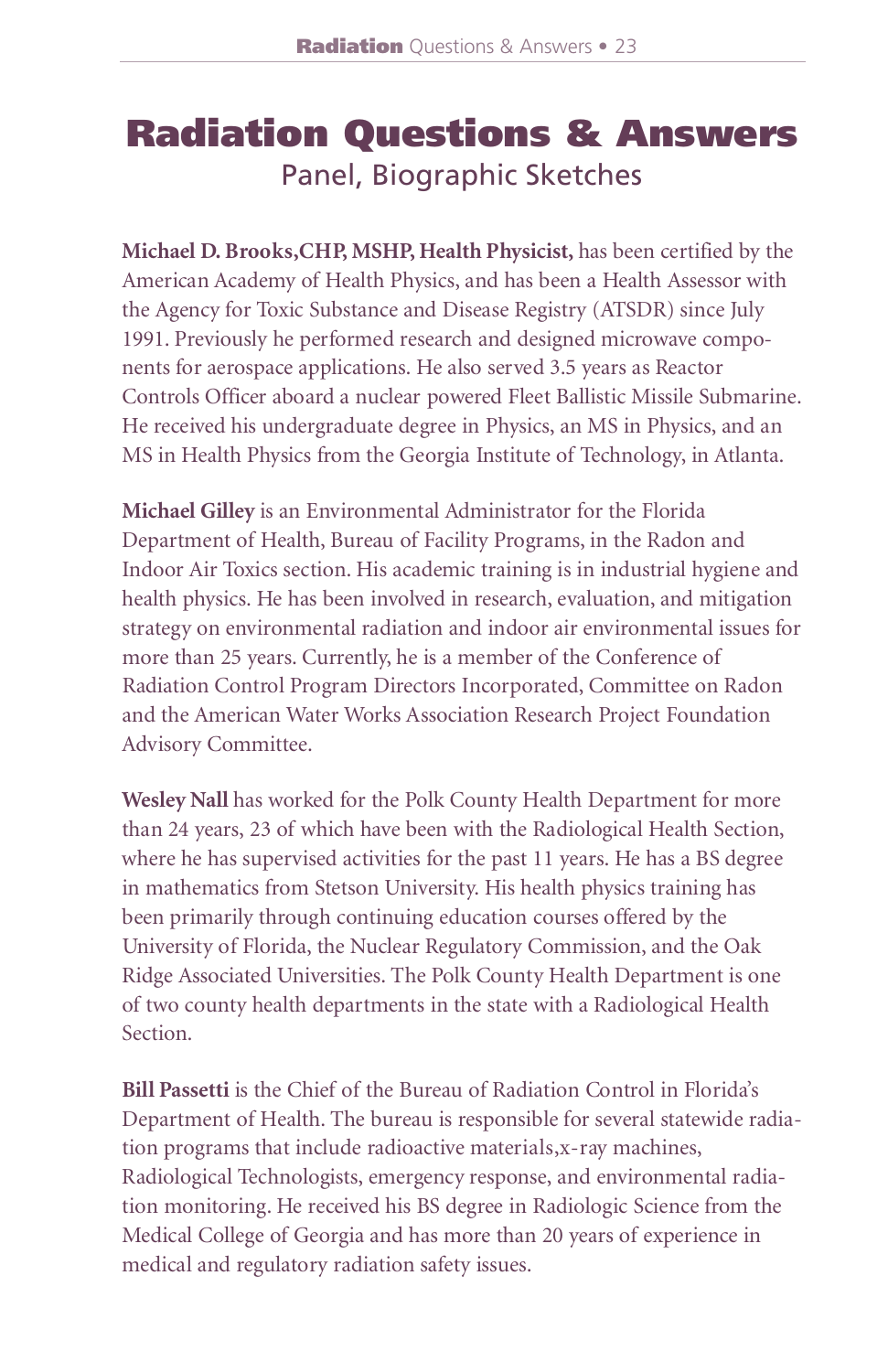# Radiation Questions & Answers

## Panel, Biographic Sketches

**Michael D. Brooks,CHP, MSHP, Health Physicist,** has been certified by the American Academy of Health Physics, and has been a Health Assessor with the Agency for Toxic Substance and Disease Registry (ATSDR) since July 1991. Previously he performed research and designed microwave components for aerospace applications. He also served 3.5 years as Reactor Controls Officer aboard a nuclear powered Fleet Ballistic Missile Submarine. He received his undergraduate degree in Physics, an MS in Physics, and an MS in Health Physics from the Georgia Institute of Technology, in Atlanta.

**Michael Gilley** is an Environmental Administrator for the Florida Department of Health, Bureau of Facility Programs, in the Radon and Indoor Air Toxics section. His academic training is in industrial hygiene and health physics. He has been involved in research, evaluation, and mitigation strategy on environmental radiation and indoor air environmental issues for more than 25 years. Currently, he is a member of the Conference of Radiation Control Program Directors Incorporated, Committee on Radon and the American Water Works Association Research Project Foundation Advisory Committee.

**Wesley Nall** has worked for the Polk County Health Department for more than 24 years, 23 of which have been with the Radiological Health Section, where he has supervised activities for the past 11 years. He has a BS degree in mathematics from Stetson University. His health physics training has been primarily through continuing education courses offered by the University of Florida, the Nuclear Regulatory Commission, and the Oak Ridge Associated Universities. The Polk County Health Department is one of two county health departments in the state with a Radiological Health Section.

**Bill Passetti** is the Chief of the Bureau of Radiation Control in Florida's Department of Health. The bureau is responsible for several statewide radiation programs that include radioactive materials,x-ray machines, Radiological Technologists, emergency response, and environmental radiation monitoring. He received his BS degree in Radiologic Science from the Medical College of Georgia and has more than 20 years of experience in medical and regulatory radiation safety issues.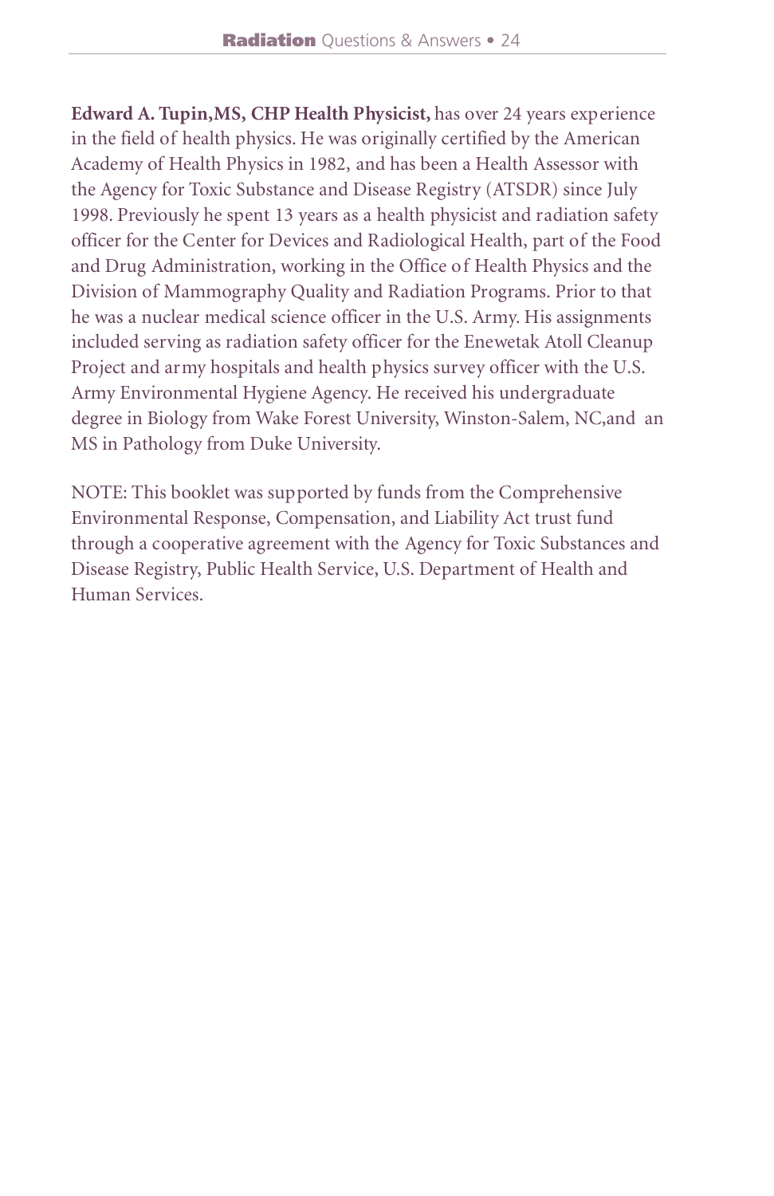**Edward A. Tupin,MS, CHP Health Physicist,** has over 24 years experience in the field of health physics. He was originally certified by the American Academy of Health Physics in 1982, and has been a Health Assessor with the Agency for Toxic Substance and Disease Registry (ATSDR) since July 1998. Previously he spent 13 years as a health physicist and radiation safety officer for the Center for Devices and Radiological Health, part of the Food and Drug Administration, working in the Office of Health Physics and the Division of Mammography Quality and Radiation Programs. Prior to that he was a nuclear medical science officer in the U.S. Army. His assignments included serving as radiation safety officer for the Enewetak Atoll Cleanup Project and army hospitals and health physics survey officer with the U.S. Army Environmental Hygiene Agency. He received his undergraduate degree in Biology from Wake Forest University, Winston-Salem, NC,and an MS in Pathology from Duke University.

NOTE: This booklet was supported by funds from the Comprehensive Environmental Response, Compensation, and Liability Act trust fund through a cooperative agreement with the Agency for Toxic Substances and Disease Registry, Public Health Service, U.S. Department of Health and Human Services.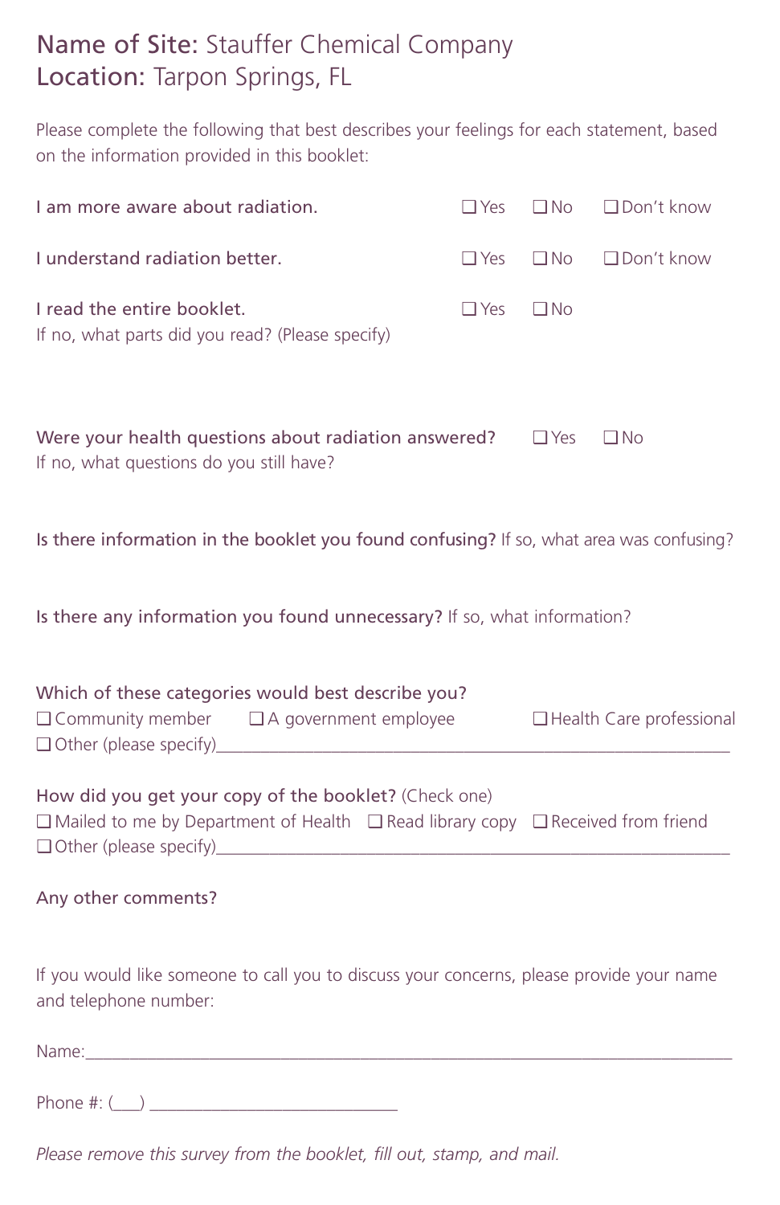**Name of Site:** Stauffer Chemical Company
**Location:** Tarpon Springs, FL

Please complete the following that best describes your feelings for each statement, based on the information provided in this booklet:

I am more aware about radiation. ❑ Yes ❑ No ❑ Don't know

I understand radiation better. ❑ Yes ❑ No ❑ Don't know

I read the entire booklet. ❑ Yes ❑ No
If no, what parts did you read? (Please specify)

Were your health questions about radiation answered? ❑ Yes ❑ No
If no, what questions do you still have?

**Is there information in the booklet you found confusing?** If so, what area was confusing?

**Is there any information you found unnecessary?** If so, what information?

**Which of these categories would best describe you?**
❑ Community member ❑ A government employee ❑ Health Care professional
❑ Other (please specify)____________________________________________

**How did you get your copy of the booklet?** (Check one)
❑ Mailed to me by Department of Health ❑ Read library copy ❑ Received from friend
❑ Other (please specify)____________________________________________

**Any other comments?**

If you would like someone to call you to discuss your concerns, please provide your name and telephone number:

Name:____________________________________________________

Phone #: (___) ______________________________

*Please remove this survey from the booklet, fill out, stamp, and mail.*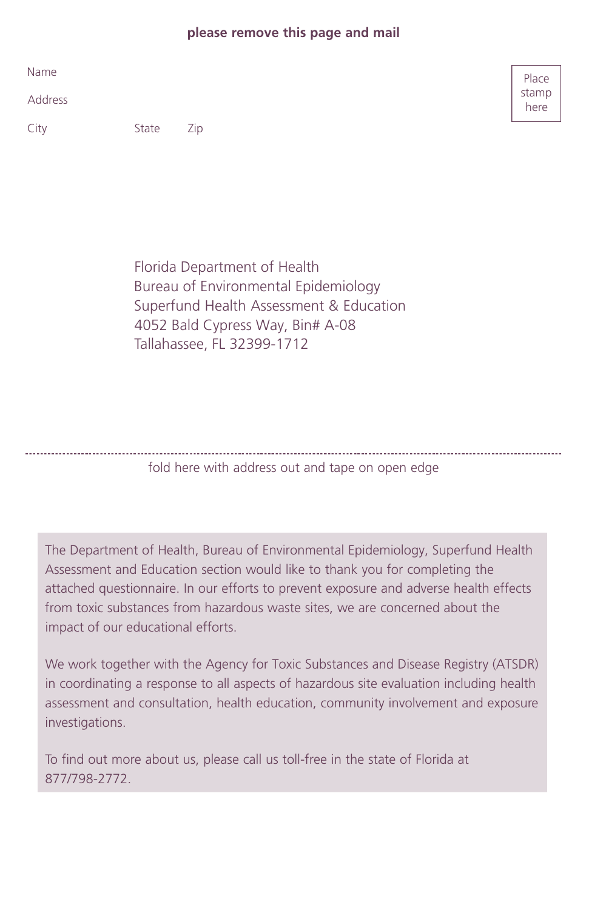**please remove this page and mail**

Name

Address

City State Zip

Place stamp here

Florida Department of Health
Bureau of Environmental Epidemiology
Superfund Health Assessment & Education
4052 Bald Cypress Way, Bin# A-08
Tallahassee, FL 32399-1712

---

fold here with address out and tape on open edge

The Department of Health, Bureau of Environmental Epidemiology, Superfund Health Assessment and Education section would like to thank you for completing the attached questionnaire. In our efforts to prevent exposure and adverse health effects from toxic substances from hazardous waste sites, we are concerned about the impact of our educational efforts.

We work together with the Agency for Toxic Substances and Disease Registry (ATSDR) in coordinating a response to all aspects of hazardous site evaluation including health assessment and consultation, health education, community involvement and exposure investigations.

To find out more about us, please call us toll-free in the state of Florida at 877/798-2772.